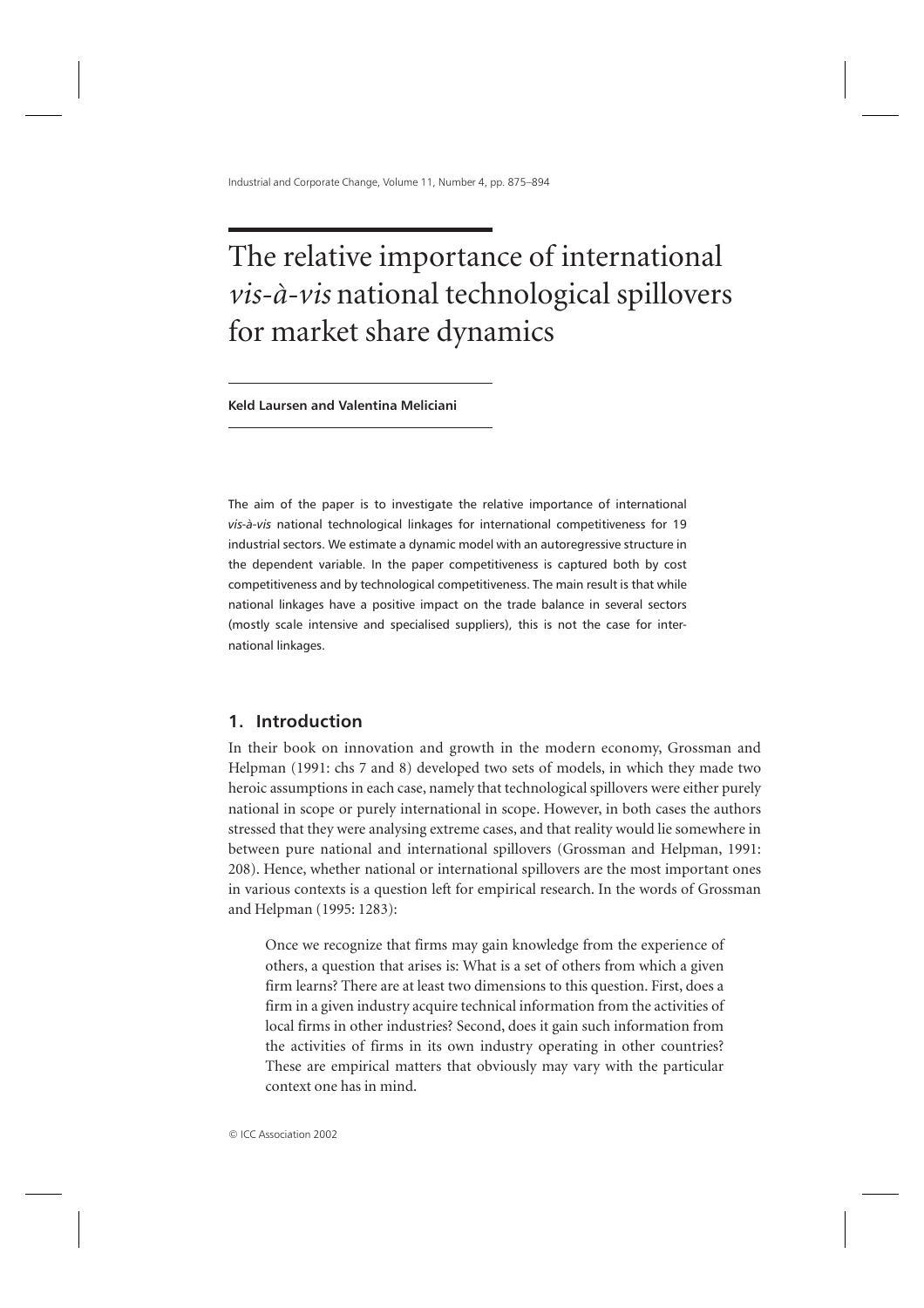# The relative importance of international *vis-à-vis* national technological spillovers for market share dynamics

**Keld Laursen and Valentina Meliciani**

The aim of the paper is to investigate the relative importance of international *vis-à-vis* national technological linkages for international competitiveness for 19 industrial sectors. We estimate a dynamic model with an autoregressive structure in the dependent variable. In the paper competitiveness is captured both by cost competitiveness and by technological competitiveness. The main result is that while national linkages have a positive impact on the trade balance in several sectors (mostly scale intensive and specialised suppliers), this is not the case for international linkages.

## 1. Introduction

In their book on innovation and growth in the modern economy, Grossman and Helpman (1991: chs 7 and 8) developed two sets of models, in which they made two heroic assumptions in each case, namely that technological spillovers were either purely national in scope or purely international in scope. However, in both cases the authors stressed that they were analysing extreme cases, and that reality would lie somewhere in between pure national and international spillovers (Grossman and Helpman, 1991: 208). Hence, whether national or international spillovers are the most important ones in various contexts is a question left for empirical research. In the words of Grossman and Helpman (1995: 1283):

> Once we recognize that firms may gain knowledge from the experience of others, a question that arises is: What is a set of others from which a given firm learns? There are at least two dimensions to this question. First, does a firm in a given industry acquire technical information from the activities of local firms in other industries? Second, does it gain such information from the activities of firms in its own industry operating in other countries? These are empirical matters that obviously may vary with the particular context one has in mind.

© ICC Association 2002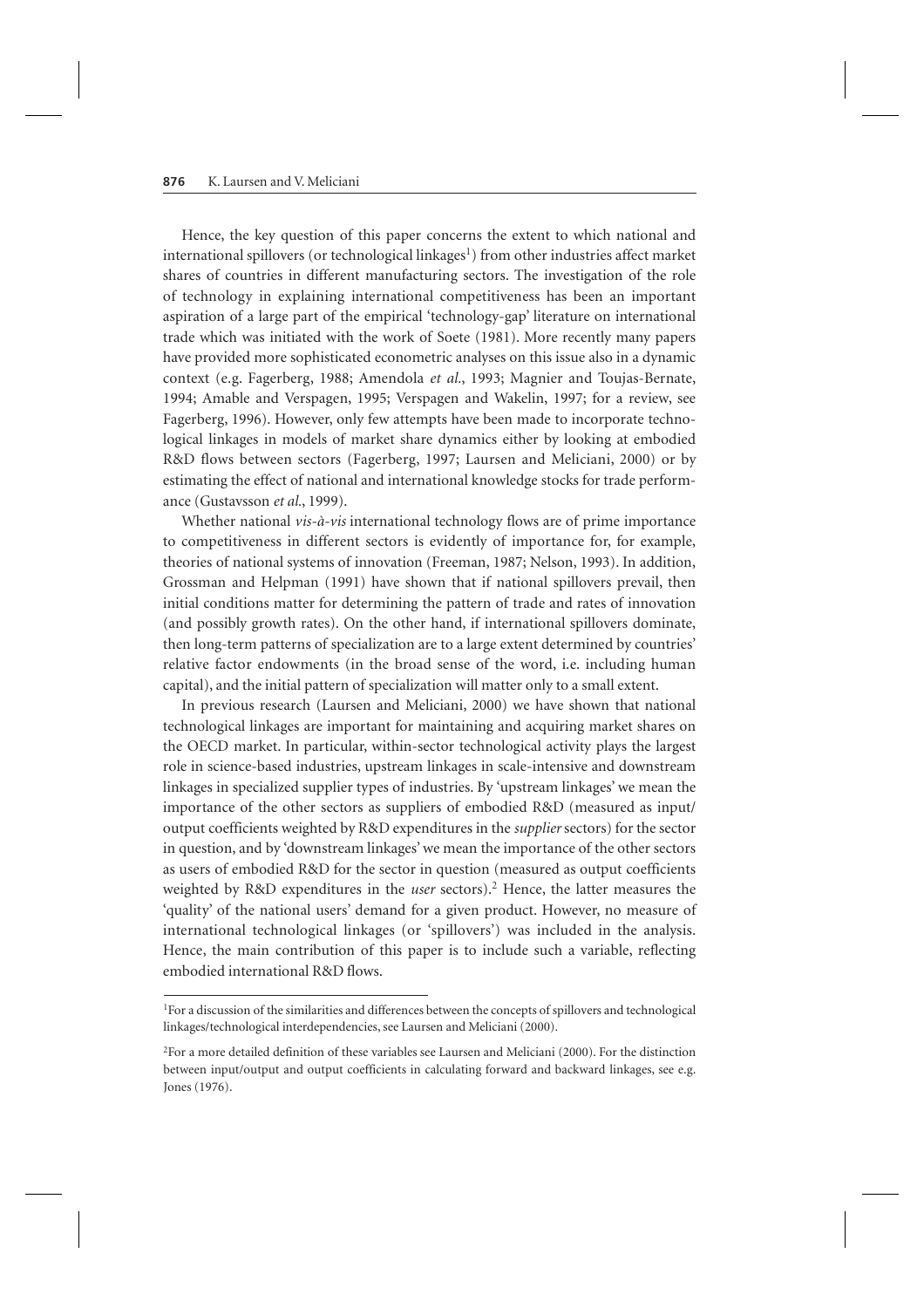Hence, the key question of this paper concerns the extent to which national and international spillovers (or technological linkages[1]) from other industries affect market shares of countries in different manufacturing sectors. The investigation of the role of technology in explaining international competitiveness has been an important aspiration of a large part of the empirical 'technology-gap' literature on international trade which was initiated with the work of Soete (1981). More recently many papers have provided more sophisticated econometric analyses on this issue also in a dynamic context (e.g. Fagerberg, 1988; Amendola *et al.*, 1993; Magnier and Toujas-Bernate, 1994; Amable and Verspagen, 1995; Verspagen and Wakelin, 1997; for a review, see Fagerberg, 1996). However, only few attempts have been made to incorporate technological linkages in models of market share dynamics either by looking at embodied R&D flows between sectors (Fagerberg, 1997; Laursen and Meliciani, 2000) or by estimating the effect of national and international knowledge stocks for trade performance (Gustavsson *et al.*, 1999).

Whether national *vis-à-vis* international technology flows are of prime importance to competitiveness in different sectors is evidently of importance for, for example, theories of national systems of innovation (Freeman, 1987; Nelson, 1993). In addition, Grossman and Helpman (1991) have shown that if national spillovers prevail, then initial conditions matter for determining the pattern of trade and rates of innovation (and possibly growth rates). On the other hand, if international spillovers dominate, then long-term patterns of specialization are to a large extent determined by countries' relative factor endowments (in the broad sense of the word, i.e. including human capital), and the initial pattern of specialization will matter only to a small extent.

In previous research (Laursen and Meliciani, 2000) we have shown that national technological linkages are important for maintaining and acquiring market shares on the OECD market. In particular, within-sector technological activity plays the largest role in science-based industries, upstream linkages in scale-intensive and downstream linkages in specialized supplier types of industries. By 'upstream linkages' we mean the importance of the other sectors as suppliers of embodied R&D (measured as input/output coefficients weighted by R&D expenditures in the *supplier* sectors) for the sector in question, and by 'downstream linkages' we mean the importance of the other sectors as users of embodied R&D for the sector in question (measured as output coefficients weighted by R&D expenditures in the *user* sectors).[2] Hence, the latter measures the 'quality' of the national users' demand for a given product. However, no measure of international technological linkages (or 'spillovers') was included in the analysis. Hence, the main contribution of this paper is to include such a variable, reflecting embodied international R&D flows.

---

[1]For a discussion of the similarities and differences between the concepts of spillovers and technological linkages/technological interdependencies, see Laursen and Meliciani (2000).

[2]For a more detailed definition of these variables see Laursen and Meliciani (2000). For the distinction between input/output and output coefficients in calculating forward and backward linkages, see e.g. Jones (1976).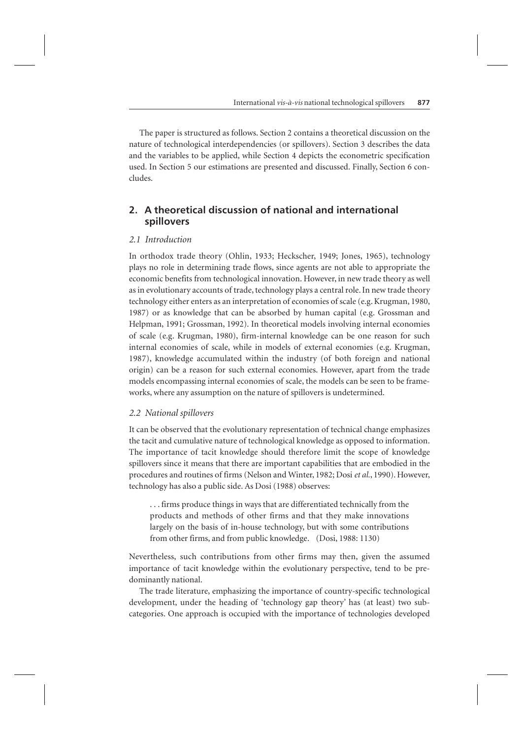The paper is structured as follows. Section 2 contains a theoretical discussion on the nature of technological interdependencies (or spillovers). Section 3 describes the data and the variables to be applied, while Section 4 depicts the econometric specification used. In Section 5 our estimations are presented and discussed. Finally, Section 6 concludes.

## 2. A theoretical discussion of national and international spillovers

### *2.1 Introduction*

In orthodox trade theory (Ohlin, 1933; Heckscher, 1949; Jones, 1965), technology plays no role in determining trade flows, since agents are not able to appropriate the economic benefits from technological innovation. However, in new trade theory as well as in evolutionary accounts of trade, technology plays a central role. In new trade theory technology either enters as an interpretation of economies of scale (e.g. Krugman, 1980, 1987) or as knowledge that can be absorbed by human capital (e.g. Grossman and Helpman, 1991; Grossman, 1992). In theoretical models involving internal economies of scale (e.g. Krugman, 1980), firm-internal knowledge can be one reason for such internal economies of scale, while in models of external economies (e.g. Krugman, 1987), knowledge accumulated within the industry (of both foreign and national origin) can be a reason for such external economies. However, apart from the trade models encompassing internal economies of scale, the models can be seen to be frameworks, where any assumption on the nature of spillovers is undetermined.

### *2.2 National spillovers*

It can be observed that the evolutionary representation of technical change emphasizes the tacit and cumulative nature of technological knowledge as opposed to information. The importance of tacit knowledge should therefore limit the scope of knowledge spillovers since it means that there are important capabilities that are embodied in the procedures and routines of firms (Nelson and Winter, 1982; Dosi *et al.*, 1990). However, technology has also a public side. As Dosi (1988) observes:

> . . . firms produce things in ways that are differentiated technically from the products and methods of other firms and that they make innovations largely on the basis of in-house technology, but with some contributions from other firms, and from public knowledge. (Dosi, 1988: 1130)

Nevertheless, such contributions from other firms may then, given the assumed importance of tacit knowledge within the evolutionary perspective, tend to be predominantly national.

The trade literature, emphasizing the importance of country-specific technological development, under the heading of 'technology gap theory' has (at least) two subcategories. One approach is occupied with the importance of technologies developed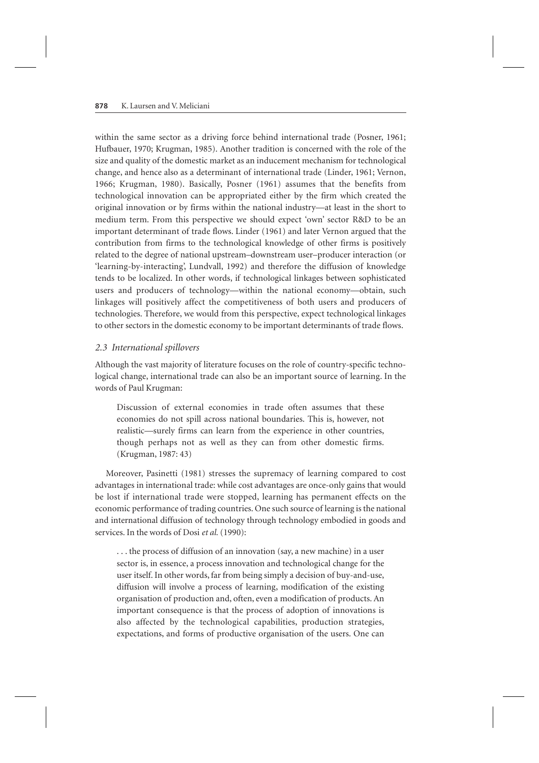within the same sector as a driving force behind international trade (Posner, 1961; Hufbauer, 1970; Krugman, 1985). Another tradition is concerned with the role of the size and quality of the domestic market as an inducement mechanism for technological change, and hence also as a determinant of international trade (Linder, 1961; Vernon, 1966; Krugman, 1980). Basically, Posner (1961) assumes that the benefits from technological innovation can be appropriated either by the firm which created the original innovation or by firms within the national industry—at least in the short to medium term. From this perspective we should expect 'own' sector R&D to be an important determinant of trade flows. Linder (1961) and later Vernon argued that the contribution from firms to the technological knowledge of other firms is positively related to the degree of national upstream–downstream user–producer interaction (or 'learning-by-interacting', Lundvall, 1992) and therefore the diffusion of knowledge tends to be localized. In other words, if technological linkages between sophisticated users and producers of technology—within the national economy—obtain, such linkages will positively affect the competitiveness of both users and producers of technologies. Therefore, we would from this perspective, expect technological linkages to other sectors in the domestic economy to be important determinants of trade flows.

### *2.3 International spillovers*

Although the vast majority of literature focuses on the role of country-specific technological change, international trade can also be an important source of learning. In the words of Paul Krugman:

> Discussion of external economies in trade often assumes that these economies do not spill across national boundaries. This is, however, not realistic—surely firms can learn from the experience in other countries, though perhaps not as well as they can from other domestic firms. (Krugman, 1987: 43)

Moreover, Pasinetti (1981) stresses the supremacy of learning compared to cost advantages in international trade: while cost advantages are once-only gains that would be lost if international trade were stopped, learning has permanent effects on the economic performance of trading countries. One such source of learning is the national and international diffusion of technology through technology embodied in goods and services. In the words of Dosi *et al.* (1990):

> . . . the process of diffusion of an innovation (say, a new machine) in a user sector is, in essence, a process innovation and technological change for the user itself. In other words, far from being simply a decision of buy-and-use, diffusion will involve a process of learning, modification of the existing organisation of production and, often, even a modification of products. An important consequence is that the process of adoption of innovations is also affected by the technological capabilities, production strategies, expectations, and forms of productive organisation of the users. One can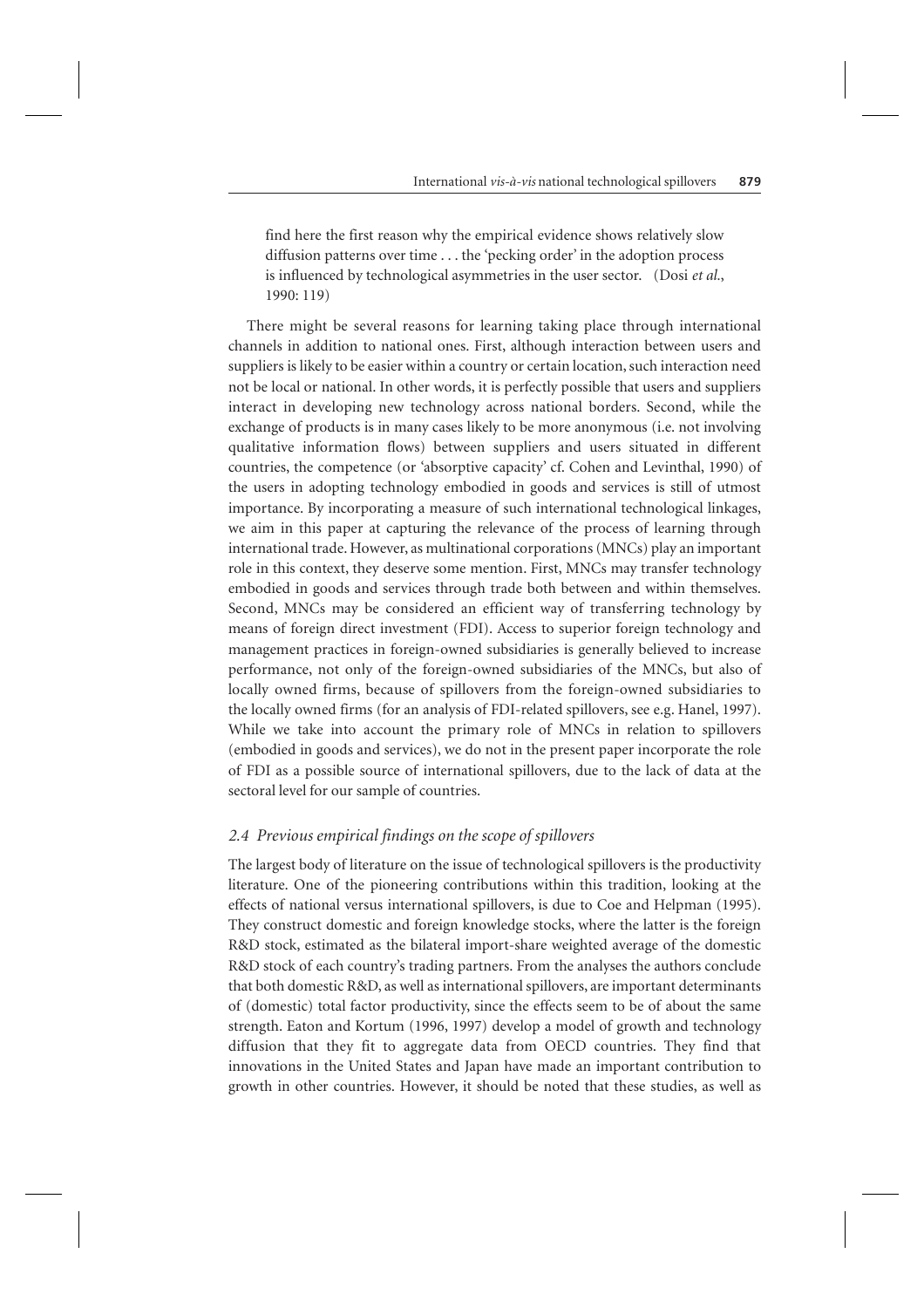> find here the first reason why the empirical evidence shows relatively slow diffusion patterns over time . . . the 'pecking order' in the adoption process is influenced by technological asymmetries in the user sector. (Dosi *et al.*, 1990: 119)

There might be several reasons for learning taking place through international channels in addition to national ones. First, although interaction between users and suppliers is likely to be easier within a country or certain location, such interaction need not be local or national. In other words, it is perfectly possible that users and suppliers interact in developing new technology across national borders. Second, while the exchange of products is in many cases likely to be more anonymous (i.e. not involving qualitative information flows) between suppliers and users situated in different countries, the competence (or 'absorptive capacity' cf. Cohen and Levinthal, 1990) of the users in adopting technology embodied in goods and services is still of utmost importance. By incorporating a measure of such international technological linkages, we aim in this paper at capturing the relevance of the process of learning through international trade. However, as multinational corporations (MNCs) play an important role in this context, they deserve some mention. First, MNCs may transfer technology embodied in goods and services through trade both between and within themselves. Second, MNCs may be considered an efficient way of transferring technology by means of foreign direct investment (FDI). Access to superior foreign technology and management practices in foreign-owned subsidiaries is generally believed to increase performance, not only of the foreign-owned subsidiaries of the MNCs, but also of locally owned firms, because of spillovers from the foreign-owned subsidiaries to the locally owned firms (for an analysis of FDI-related spillovers, see e.g. Hanel, 1997). While we take into account the primary role of MNCs in relation to spillovers (embodied in goods and services), we do not in the present paper incorporate the role of FDI as a possible source of international spillovers, due to the lack of data at the sectoral level for our sample of countries.

### *2.4 Previous empirical findings on the scope of spillovers*

The largest body of literature on the issue of technological spillovers is the productivity literature. One of the pioneering contributions within this tradition, looking at the effects of national versus international spillovers, is due to Coe and Helpman (1995). They construct domestic and foreign knowledge stocks, where the latter is the foreign R&D stock, estimated as the bilateral import-share weighted average of the domestic R&D stock of each country's trading partners. From the analyses the authors conclude that both domestic R&D, as well as international spillovers, are important determinants of (domestic) total factor productivity, since the effects seem to be of about the same strength. Eaton and Kortum (1996, 1997) develop a model of growth and technology diffusion that they fit to aggregate data from OECD countries. They find that innovations in the United States and Japan have made an important contribution to growth in other countries. However, it should be noted that these studies, as well as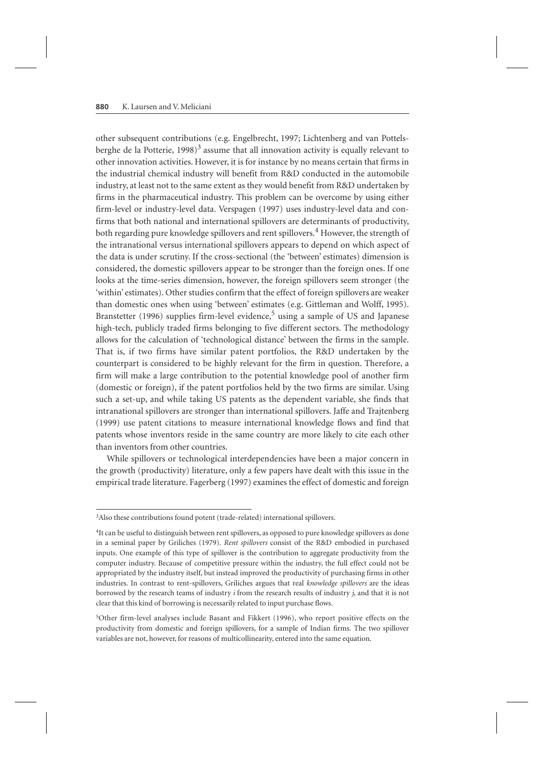other subsequent contributions (e.g. Engelbrecht, 1997; Lichtenberg and van Pottelsberghe de la Potterie, 1998)[3] assume that all innovation activity is equally relevant to other innovation activities. However, it is for instance by no means certain that firms in the industrial chemical industry will benefit from R&D conducted in the automobile industry, at least not to the same extent as they would benefit from R&D undertaken by firms in the pharmaceutical industry. This problem can be overcome by using either firm-level or industry-level data. Verspagen (1997) uses industry-level data and confirms that both national and international spillovers are determinants of productivity, both regarding pure knowledge spillovers and rent spillovers.[4] However, the strength of the intranational versus international spillovers appears to depend on which aspect of the data is under scrutiny. If the cross-sectional (the 'between' estimates) dimension is considered, the domestic spillovers appear to be stronger than the foreign ones. If one looks at the time-series dimension, however, the foreign spillovers seem stronger (the 'within' estimates). Other studies confirm that the effect of foreign spillovers are weaker than domestic ones when using 'between' estimates (e.g. Gittleman and Wolff, 1995). Branstetter (1996) supplies firm-level evidence,[5] using a sample of US and Japanese high-tech, publicly traded firms belonging to five different sectors. The methodology allows for the calculation of 'technological distance' between the firms in the sample. That is, if two firms have similar patent portfolios, the R&D undertaken by the counterpart is considered to be highly relevant for the firm in question. Therefore, a firm will make a large contribution to the potential knowledge pool of another firm (domestic or foreign), if the patent portfolios held by the two firms are similar. Using such a set-up, and while taking US patents as the dependent variable, she finds that intranational spillovers are stronger than international spillovers. Jaffe and Trajtenberg (1999) use patent citations to measure international knowledge flows and find that patents whose inventors reside in the same country are more likely to cite each other than inventors from other countries.

While spillovers or technological interdependencies have been a major concern in the growth (productivity) literature, only a few papers have dealt with this issue in the empirical trade literature. Fagerberg (1997) examines the effect of domestic and foreign

---

[3]Also these contributions found potent (trade-related) international spillovers.

[4]It can be useful to distinguish between rent spillovers, as opposed to pure knowledge spillovers as done in a seminal paper by Griliches (1979). *Rent spillovers* consist of the R&D embodied in purchased inputs. One example of this type of spillover is the contribution to aggregate productivity from the computer industry. Because of competitive pressure within the industry, the full effect could not be appropriated by the industry itself, but instead improved the productivity of purchasing firms in other industries. In contrast to rent-spillovers, Griliches argues that real *knowledge spillovers* are the ideas borrowed by the research teams of industry *i* from the research results of industry *j*, and that it is not clear that this kind of borrowing is necessarily related to input purchase flows.

[5]Other firm-level analyses include Basant and Fikkert (1996), who report positive effects on the productivity from domestic and foreign spillovers, for a sample of Indian firms. The two spillover variables are not, however, for reasons of multicollinearity, entered into the same equation.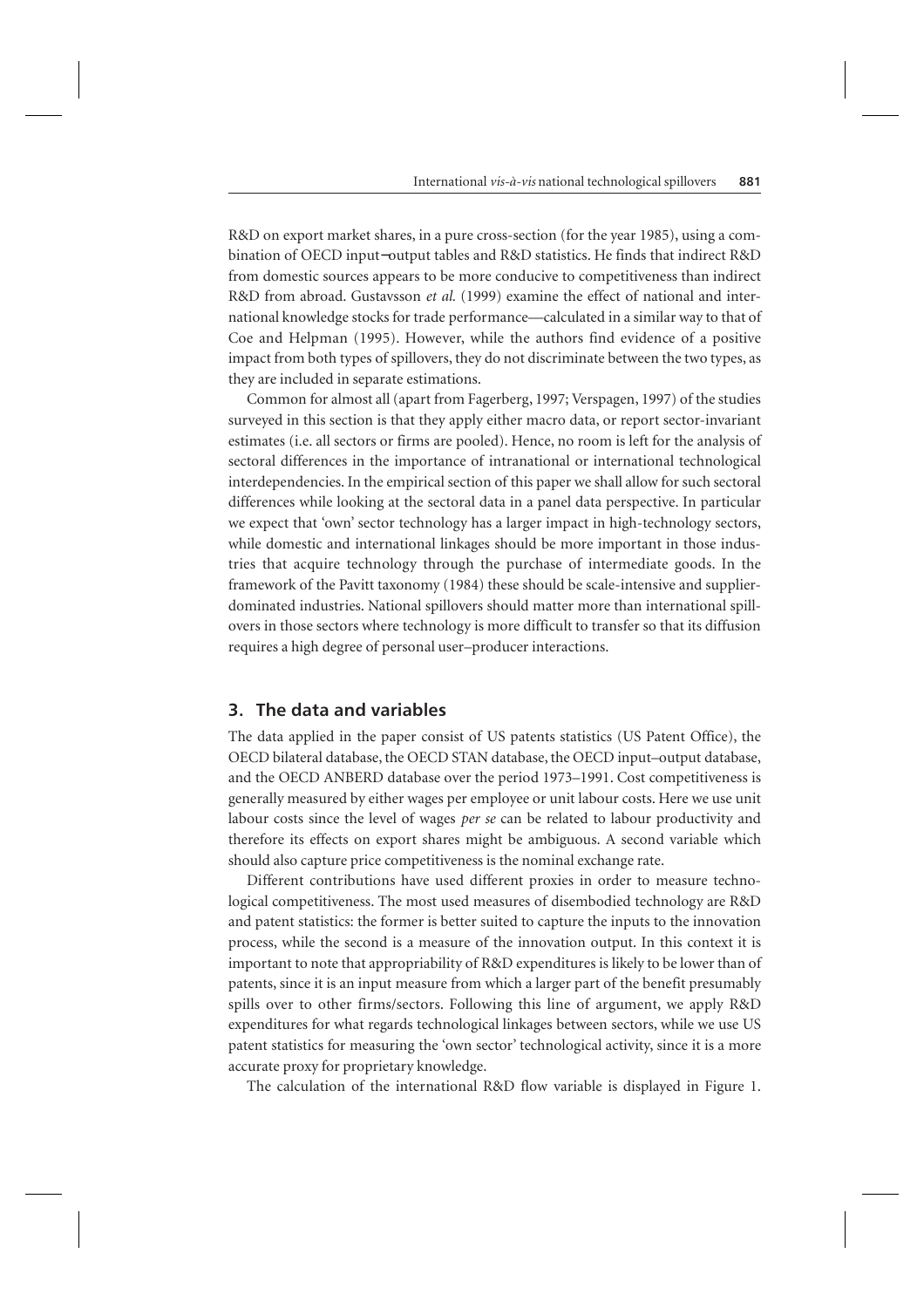R&D on export market shares, in a pure cross-section (for the year 1985), using a combination of OECD input–output tables and R&D statistics. He finds that indirect R&D from domestic sources appears to be more conducive to competitiveness than indirect R&D from abroad. Gustavsson *et al.* (1999) examine the effect of national and international knowledge stocks for trade performance—calculated in a similar way to that of Coe and Helpman (1995). However, while the authors find evidence of a positive impact from both types of spillovers, they do not discriminate between the two types, as they are included in separate estimations.

Common for almost all (apart from Fagerberg, 1997; Verspagen, 1997) of the studies surveyed in this section is that they apply either macro data, or report sector-invariant estimates (i.e. all sectors or firms are pooled). Hence, no room is left for the analysis of sectoral differences in the importance of intranational or international technological interdependencies. In the empirical section of this paper we shall allow for such sectoral differences while looking at the sectoral data in a panel data perspective. In particular we expect that 'own' sector technology has a larger impact in high-technology sectors, while domestic and international linkages should be more important in those industries that acquire technology through the purchase of intermediate goods. In the framework of the Pavitt taxonomy (1984) these should be scale-intensive and supplier-dominated industries. National spillovers should matter more than international spillovers in those sectors where technology is more difficult to transfer so that its diffusion requires a high degree of personal user–producer interactions.

## 3. The data and variables

The data applied in the paper consist of US patents statistics (US Patent Office), the OECD bilateral database, the OECD STAN database, the OECD input–output database, and the OECD ANBERD database over the period 1973–1991. Cost competitiveness is generally measured by either wages per employee or unit labour costs. Here we use unit labour costs since the level of wages *per se* can be related to labour productivity and therefore its effects on export shares might be ambiguous. A second variable which should also capture price competitiveness is the nominal exchange rate.

Different contributions have used different proxies in order to measure technological competitiveness. The most used measures of disembodied technology are R&D and patent statistics: the former is better suited to capture the inputs to the innovation process, while the second is a measure of the innovation output. In this context it is important to note that appropriability of R&D expenditures is likely to be lower than of patents, since it is an input measure from which a larger part of the benefit presumably spills over to other firms/sectors. Following this line of argument, we apply R&D expenditures for what regards technological linkages between sectors, while we use US patent statistics for measuring the 'own sector' technological activity, since it is a more accurate proxy for proprietary knowledge.

The calculation of the international R&D flow variable is displayed in Figure 1.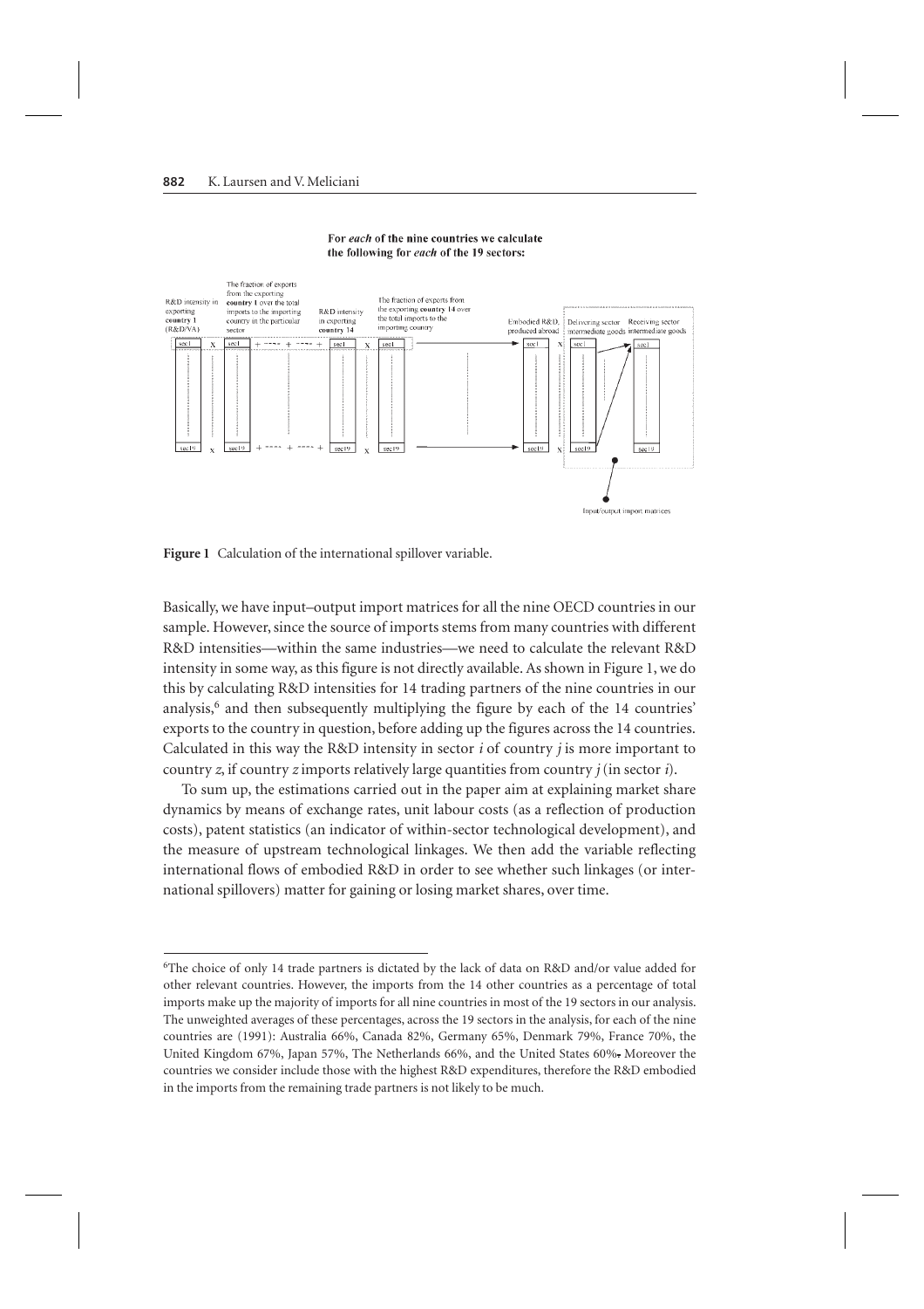**Figure 1** Calculation of the international spillover variable.

Basically, we have input–output import matrices for all the nine OECD countries in our sample. However, since the source of imports stems from many countries with different R&D intensities—within the same industries—we need to calculate the relevant R&D intensity in some way, as this figure is not directly available. As shown in Figure 1, we do this by calculating R&D intensities for 14 trading partners of the nine countries in our analysis,[6] and then subsequently multiplying the figure by each of the 14 countries' exports to the country in question, before adding up the figures across the 14 countries. Calculated in this way the R&D intensity in sector *i* of country *j* is more important to country *z*, if country *z* imports relatively large quantities from country *j* (in sector *i*).

To sum up, the estimations carried out in the paper aim at explaining market share dynamics by means of exchange rates, unit labour costs (as a reflection of production costs), patent statistics (an indicator of within-sector technological development), and the measure of upstream technological linkages. We then add the variable reflecting international flows of embodied R&D in order to see whether such linkages (or international spillovers) matter for gaining or losing market shares, over time.

[6]The choice of only 14 trade partners is dictated by the lack of data on R&D and/or value added for other relevant countries. However, the imports from the 14 other countries as a percentage of total imports make up the majority of imports for all nine countries in most of the 19 sectors in our analysis. The unweighted averages of these percentages, across the 19 sectors in the analysis, for each of the nine countries are (1991): Australia 66%, Canada 82%, Germany 65%, Denmark 79%, France 70%, the United Kingdom 67%, Japan 57%, The Netherlands 66%, and the United States 60%. Moreover the countries we consider include those with the highest R&D expenditures, therefore the R&D embodied in the imports from the remaining trade partners is not likely to be much.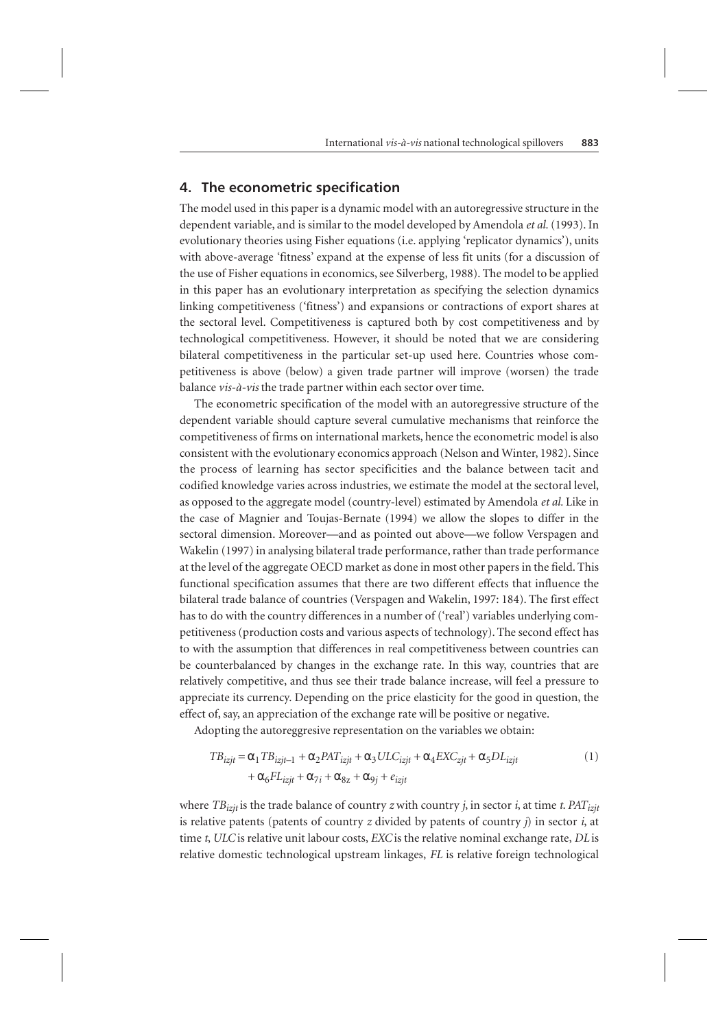## 4. The econometric specification

The model used in this paper is a dynamic model with an autoregressive structure in the dependent variable, and is similar to the model developed by Amendola *et al.* (1993). In evolutionary theories using Fisher equations (i.e. applying 'replicator dynamics'), units with above-average 'fitness' expand at the expense of less fit units (for a discussion of the use of Fisher equations in economics, see Silverberg, 1988). The model to be applied in this paper has an evolutionary interpretation as specifying the selection dynamics linking competitiveness ('fitness') and expansions or contractions of export shares at the sectoral level. Competitiveness is captured both by cost competitiveness and by technological competitiveness. However, it should be noted that we are considering bilateral competitiveness in the particular set-up used here. Countries whose competitiveness is above (below) a given trade partner will improve (worsen) the trade balance *vis-à-vis* the trade partner within each sector over time.

The econometric specification of the model with an autoregressive structure of the dependent variable should capture several cumulative mechanisms that reinforce the competitiveness of firms on international markets, hence the econometric model is also consistent with the evolutionary economics approach (Nelson and Winter, 1982). Since the process of learning has sector specificities and the balance between tacit and codified knowledge varies across industries, we estimate the model at the sectoral level, as opposed to the aggregate model (country-level) estimated by Amendola *et al.* Like in the case of Magnier and Toujas-Bernate (1994) we allow the slopes to differ in the sectoral dimension. Moreover—and as pointed out above—we follow Verspagen and Wakelin (1997) in analysing bilateral trade performance, rather than trade performance at the level of the aggregate OECD market as done in most other papers in the field. This functional specification assumes that there are two different effects that influence the bilateral trade balance of countries (Verspagen and Wakelin, 1997: 184). The first effect has to do with the country differences in a number of ('real') variables underlying competitiveness (production costs and various aspects of technology). The second effect has to with the assumption that differences in real competitiveness between countries can be counterbalanced by changes in the exchange rate. In this way, countries that are relatively competitive, and thus see their trade balance increase, will feel a pressure to appreciate its currency. Depending on the price elasticity for the good in question, the effect of, say, an appreciation of the exchange rate will be positive or negative.

Adopting the autoreggresive representation on the variables we obtain:

$$TB_{izjt} = \alpha_1 TB_{izjt-1} + \alpha_2 PAT_{izjt} + \alpha_3 ULC_{izjt} + \alpha_4 EXC_{zjt} + \alpha_5 DL_{izjt} + \alpha_6 FL_{izjt} + \alpha_{7i} + \alpha_{8z} + \alpha_{9j} + e_{izjt} \tag{1}$$

where $TB_{izjt}$ is the trade balance of country $z$ with country $j$, in sector $i$, at time $t$. $PAT_{izjt}$ is relative patents (patents of country $z$ divided by patents of country $j$) in sector $i$, at time $t$, $ULC$ is relative unit labour costs, $EXC$ is the relative nominal exchange rate, $DL$ is relative domestic technological upstream linkages, $FL$ is relative foreign technological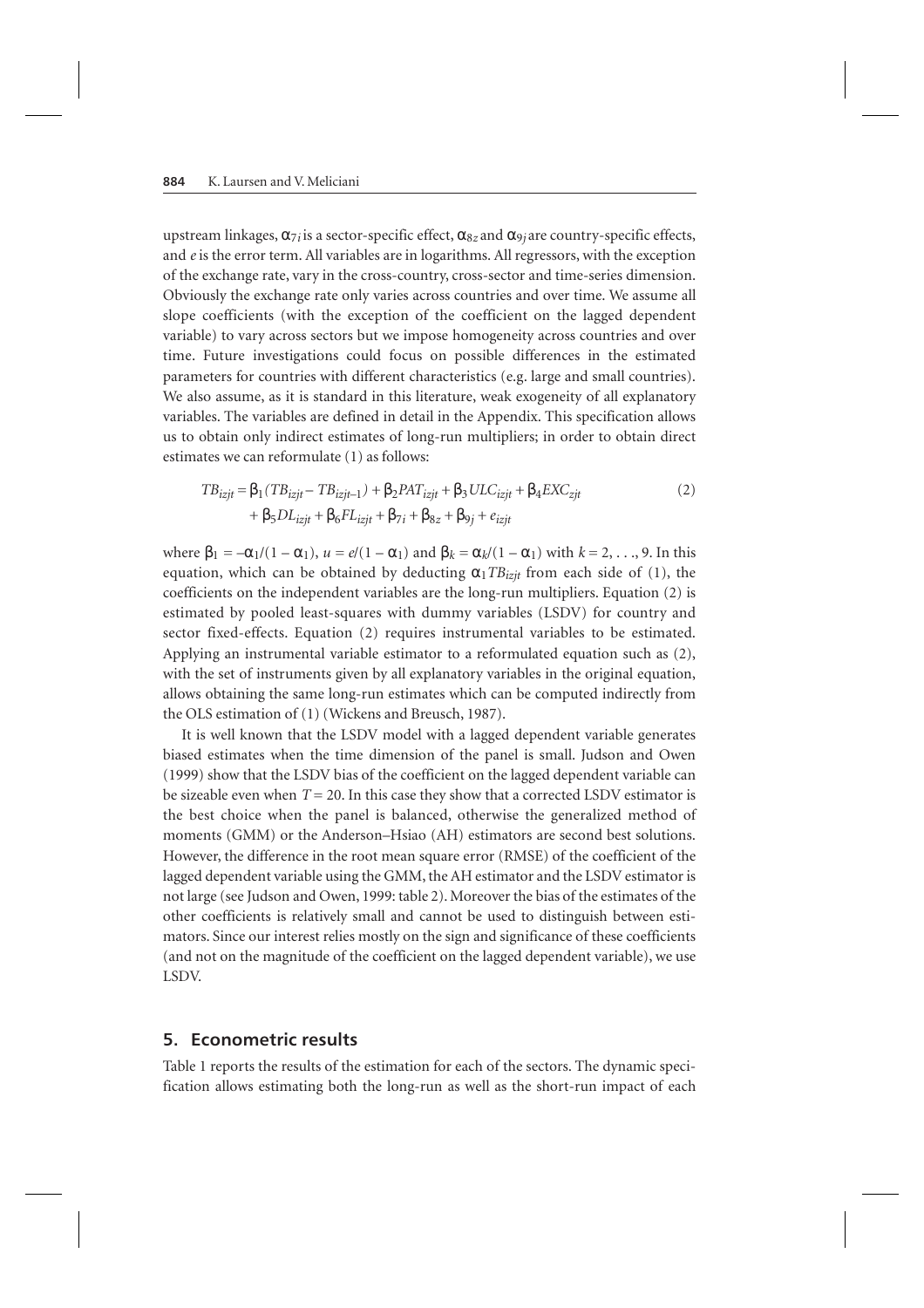upstream linkages, $\alpha_{7i}$ is a sector-specific effect, $\alpha_{8z}$ and $\alpha_{9j}$ are country-specific effects, and $e$ is the error term. All variables are in logarithms. All regressors, with the exception of the exchange rate, vary in the cross-country, cross-sector and time-series dimension. Obviously the exchange rate only varies across countries and over time. We assume all slope coefficients (with the exception of the coefficient on the lagged dependent variable) to vary across sectors but we impose homogeneity across countries and over time. Future investigations could focus on possible differences in the estimated parameters for countries with different characteristics (e.g. large and small countries). We also assume, as it is standard in this literature, weak exogeneity of all explanatory variables. The variables are defined in detail in the Appendix. This specification allows us to obtain only indirect estimates of long-run multipliers; in order to obtain direct estimates we can reformulate (1) as follows:

$$
\begin{aligned}
TB_{izjt} = {} & \beta_1(TB_{izjt} - TB_{izjt-1}) + \beta_2 PAT_{izjt} + \beta_3 ULC_{izjt} + \beta_4 EXC_{zjt} \\
& + \beta_5 DL_{izjt} + \beta_6 FL_{izjt} + \beta_{7i} + \beta_{8z} + \beta_{9j} + e_{izjt}
\end{aligned} \tag{2}
$$

where $\beta_1 = -\alpha_1/(1 - \alpha_1)$, $u = e/(1 - \alpha_1)$ and $\beta_k = \alpha_k/(1 - \alpha_1)$ with $k = 2, \ldots, 9$. In this equation, which can be obtained by deducting $\alpha_1 TB_{izjt}$ from each side of (1), the coefficients on the independent variables are the long-run multipliers. Equation (2) is estimated by pooled least-squares with dummy variables (LSDV) for country and sector fixed-effects. Equation (2) requires instrumental variables to be estimated. Applying an instrumental variable estimator to a reformulated equation such as (2), with the set of instruments given by all explanatory variables in the original equation, allows obtaining the same long-run estimates which can be computed indirectly from the OLS estimation of (1) (Wickens and Breusch, 1987).

It is well known that the LSDV model with a lagged dependent variable generates biased estimates when the time dimension of the panel is small. Judson and Owen (1999) show that the LSDV bias of the coefficient on the lagged dependent variable can be sizeable even when $T = 20$. In this case they show that a corrected LSDV estimator is the best choice when the panel is balanced, otherwise the generalized method of moments (GMM) or the Anderson–Hsiao (AH) estimators are second best solutions. However, the difference in the root mean square error (RMSE) of the coefficient of the lagged dependent variable using the GMM, the AH estimator and the LSDV estimator is not large (see Judson and Owen, 1999: table 2). Moreover the bias of the estimates of the other coefficients is relatively small and cannot be used to distinguish between estimators. Since our interest relies mostly on the sign and significance of these coefficients (and not on the magnitude of the coefficient on the lagged dependent variable), we use LSDV.

## 5. Econometric results

Table 1 reports the results of the estimation for each of the sectors. The dynamic specification allows estimating both the long-run as well as the short-run impact of each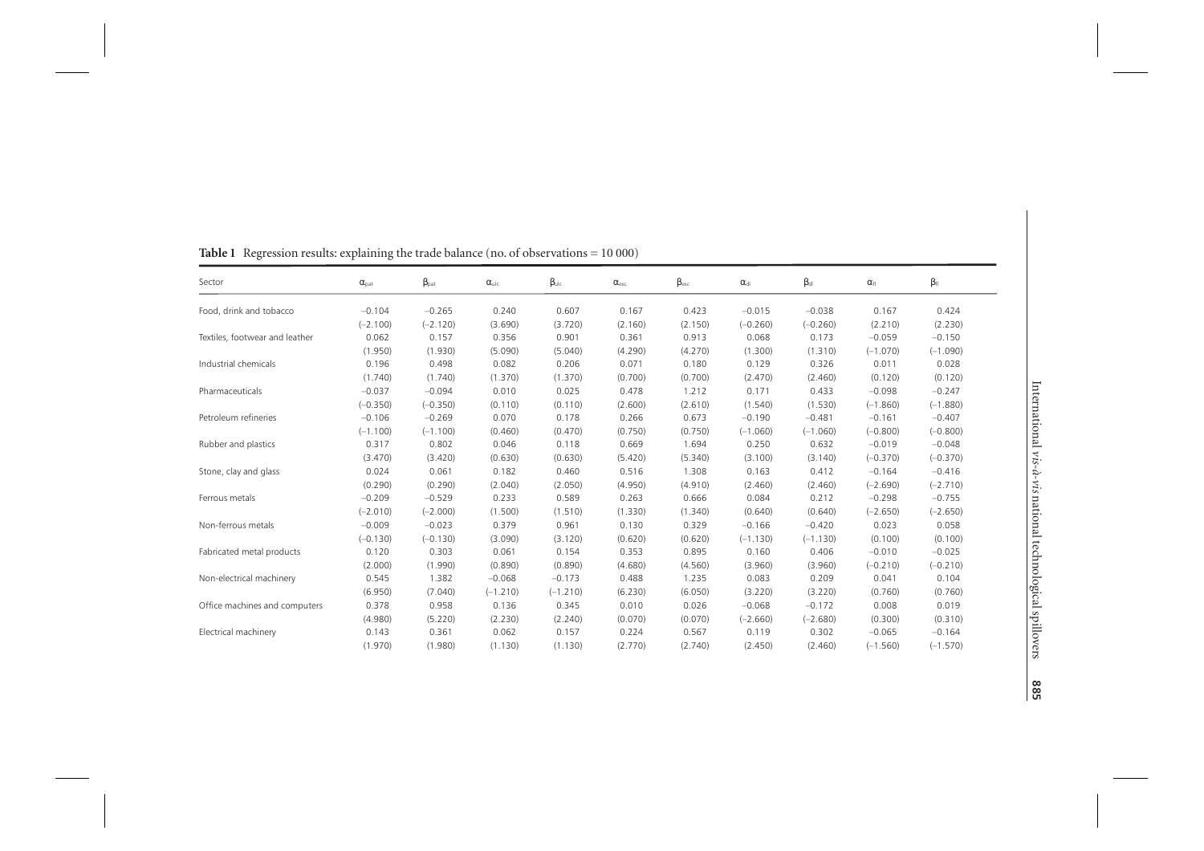**Table 1** Regression results: explaining the trade balance (no. of observations = 10 000)

| Sector | $\alpha_{pat}$ | $\beta_{pat}$ | $\alpha_{ulc}$ | $\beta_{ulc}$ | $\alpha_{exc}$ | $\beta_{exc}$ | $\alpha_{dl}$ | $\beta_{dl}$ | $\alpha_{fl}$ | $\beta_{fl}$ |
|---|---|---|---|---|---|---|---|---|---|---|
| Food, drink and tobacco | −0.104 | −0.265 | 0.240 | 0.607 | 0.167 | 0.423 | −0.015 | −0.038 | 0.167 | 0.424 |
| | (−2.100) | (−2.120) | (3.690) | (3.720) | (2.160) | (2.150) | (−0.260) | (−0.260) | (2.210) | (2.230) |
| Textiles, footwear and leather | 0.062 | 0.157 | 0.356 | 0.901 | 0.361 | 0.913 | 0.068 | 0.173 | −0.059 | −0.150 |
| | (1.950) | (1.930) | (5.090) | (5.040) | (4.290) | (4.270) | (1.300) | (1.310) | (−1.070) | (−1.090) |
| Industrial chemicals | 0.196 | 0.498 | 0.082 | 0.206 | 0.071 | 0.180 | 0.129 | 0.326 | 0.011 | 0.028 |
| | (1.740) | (1.740) | (1.370) | (1.370) | (0.700) | (0.700) | (2.470) | (2.460) | (0.120) | (0.120) |
| Pharmaceuticals | −0.037 | −0.094 | 0.010 | 0.025 | 0.478 | 1.212 | 0.171 | 0.433 | −0.098 | −0.247 |
| | (−0.350) | (−0.350) | (0.110) | (0.110) | (2.600) | (2.610) | (1.540) | (1.530) | (−1.860) | (−1.880) |
| Petroleum refineries | −0.106 | −0.269 | 0.070 | 0.178 | 0.266 | 0.673 | −0.190 | −0.481 | −0.161 | −0.407 |
| | (−1.100) | (−1.100) | (0.460) | (0.470) | (0.750) | (0.750) | (−1.060) | (−1.060) | (−0.800) | (−0.800) |
| Rubber and plastics | 0.317 | 0.802 | 0.046 | 0.118 | 0.669 | 1.694 | 0.250 | 0.632 | −0.019 | −0.048 |
| | (3.470) | (3.420) | (0.630) | (0.630) | (5.420) | (5.340) | (3.100) | (3.140) | (−0.370) | (−0.370) |
| Stone, clay and glass | 0.024 | 0.061 | 0.182 | 0.460 | 0.516 | 1.308 | 0.163 | 0.412 | −0.164 | −0.416 |
| | (0.290) | (0.290) | (2.040) | (2.050) | (4.950) | (4.910) | (2.460) | (2.460) | (−2.690) | (−2.710) |
| Ferrous metals | −0.209 | −0.529 | 0.233 | 0.589 | 0.263 | 0.666 | 0.084 | 0.212 | −0.298 | −0.755 |
| | (−2.010) | (−2.000) | (1.500) | (1.510) | (1.330) | (1.340) | (0.640) | (0.640) | (−2.650) | (−2.650) |
| Non-ferrous metals | −0.009 | −0.023 | 0.379 | 0.961 | 0.130 | 0.329 | −0.166 | −0.420 | 0.023 | 0.058 |
| | (−0.130) | (−0.130) | (3.090) | (3.120) | (0.620) | (0.620) | (−1.130) | (−1.130) | (0.100) | (0.100) |
| Fabricated metal products | 0.120 | 0.303 | 0.061 | 0.154 | 0.353 | 0.895 | 0.160 | 0.406 | −0.010 | −0.025 |
| | (2.000) | (1.990) | (0.890) | (0.890) | (4.680) | (4.560) | (3.960) | (3.960) | (−0.210) | (−0.210) |
| Non-electrical machinery | 0.545 | 1.382 | −0.068 | −0.173 | 0.488 | 1.235 | 0.083 | 0.209 | 0.041 | 0.104 |
| | (6.950) | (7.040) | (−1.210) | (−1.210) | (6.230) | (6.050) | (3.220) | (3.220) | (0.760) | (0.760) |
| Office machines and computers | 0.378 | 0.958 | 0.136 | 0.345 | 0.010 | 0.026 | −0.068 | −0.172 | 0.008 | 0.019 |
| | (4.980) | (5.220) | (2.230) | (2.240) | (0.070) | (0.070) | (−2.660) | (−2.680) | (0.300) | (0.310) |
| Electrical machinery | 0.143 | 0.361 | 0.062 | 0.157 | 0.224 | 0.567 | 0.119 | 0.302 | −0.065 | −0.164 |
| | (1.970) | (1.980) | (1.130) | (1.130) | (2.770) | (2.740) | (2.450) | (2.460) | (−1.560) | (−1.570) |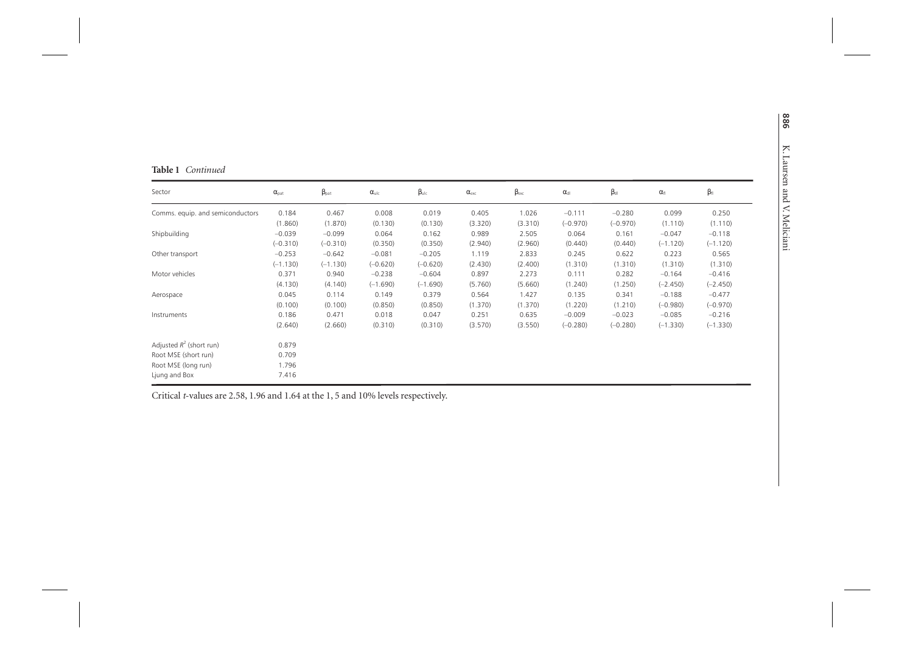**Table 1** *Continued*

| Sector | $\alpha_{pat}$ | $\beta_{pat}$ | $\alpha_{ulc}$ | $\beta_{ulc}$ | $\alpha_{exc}$ | $\beta_{exc}$ | $\alpha_{di}$ | $\beta_{di}$ | $\alpha_{fi}$ | $\beta_{fi}$ |
|---|---|---|---|---|---|---|---|---|---|---|
| Comms. equip. and semiconductors | 0.184 | 0.467 | 0.008 | 0.019 | 0.405 | 1.026 | −0.111 | −0.280 | 0.099 | 0.250 |
| | (1.860) | (1.870) | (0.130) | (0.130) | (3.320) | (3.310) | (−0.970) | (−0.970) | (1.110) | (1.110) |
| Shipbuilding | −0.039 | −0.099 | 0.064 | 0.162 | 0.989 | 2.505 | 0.064 | 0.161 | −0.047 | −0.118 |
| | (−0.310) | (−0.310) | (0.350) | (0.350) | (2.940) | (2.960) | (0.440) | (0.440) | (−1.120) | (−1.120) |
| Other transport | −0.253 | −0.642 | −0.081 | −0.205 | 1.119 | 2.833 | 0.245 | 0.622 | 0.223 | 0.565 |
| | (−1.130) | (−1.130) | (−0.620) | (−0.620) | (2.430) | (2.400) | (1.310) | (1.310) | (1.310) | (1.310) |
| Motor vehicles | 0.371 | 0.940 | −0.238 | −0.604 | 0.897 | 2.273 | 0.111 | 0.282 | −0.164 | −0.416 |
| | (4.130) | (4.140) | (−1.690) | (−1.690) | (5.760) | (5.660) | (1.240) | (1.250) | (−2.450) | (−2.450) |
| Aerospace | 0.045 | 0.114 | 0.149 | 0.379 | 0.564 | 1.427 | 0.135 | 0.341 | −0.188 | −0.477 |
| | (0.100) | (0.100) | (0.850) | (0.850) | (1.370) | (1.370) | (1.220) | (1.210) | (−0.980) | (−0.970) |
| Instruments | 0.186 | 0.471 | 0.018 | 0.047 | 0.251 | 0.635 | −0.009 | −0.023 | −0.085 | −0.216 |
| | (2.640) | (2.660) | (0.310) | (0.310) | (3.570) | (3.550) | (−0.280) | (−0.280) | (−1.330) | (−1.330) |
| Adjusted $R^2$ (short run) | 0.879 | | | | | | | | | |
| Root MSE (short run) | 0.709 | | | | | | | | | |
| Root MSE (long run) | 1.796 | | | | | | | | | |
| Ljung and Box | 7.416 | | | | | | | | | |

Critical *t*-values are 2.58, 1.96 and 1.64 at the 1, 5 and 10% levels respectively.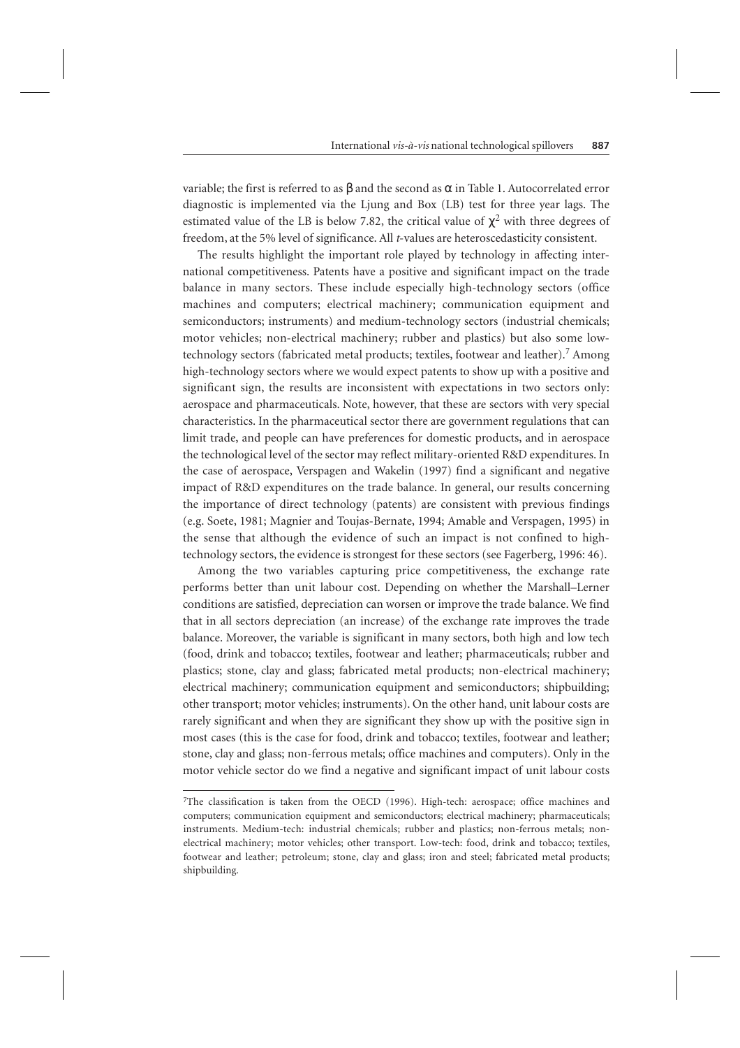variable; the first is referred to as $\beta$ and the second as $\alpha$ in Table 1. Autocorrelated error diagnostic is implemented via the Ljung and Box (LB) test for three year lags. The estimated value of the LB is below 7.82, the critical value of $\chi^2$ with three degrees of freedom, at the 5% level of significance. All *t*-values are heteroscedasticity consistent.

The results highlight the important role played by technology in affecting international competitiveness. Patents have a positive and significant impact on the trade balance in many sectors. These include especially high-technology sectors (office machines and computers; electrical machinery; communication equipment and semiconductors; instruments) and medium-technology sectors (industrial chemicals; motor vehicles; non-electrical machinery; rubber and plastics) but also some low-technology sectors (fabricated metal products; textiles, footwear and leather).[7] Among high-technology sectors where we would expect patents to show up with a positive and significant sign, the results are inconsistent with expectations in two sectors only: aerospace and pharmaceuticals. Note, however, that these are sectors with very special characteristics. In the pharmaceutical sector there are government regulations that can limit trade, and people can have preferences for domestic products, and in aerospace the technological level of the sector may reflect military-oriented R&D expenditures. In the case of aerospace, Verspagen and Wakelin (1997) find a significant and negative impact of R&D expenditures on the trade balance. In general, our results concerning the importance of direct technology (patents) are consistent with previous findings (e.g. Soete, 1981; Magnier and Toujas-Bernate, 1994; Amable and Verspagen, 1995) in the sense that although the evidence of such an impact is not confined to high-technology sectors, the evidence is strongest for these sectors (see Fagerberg, 1996: 46).

Among the two variables capturing price competitiveness, the exchange rate performs better than unit labour cost. Depending on whether the Marshall–Lerner conditions are satisfied, depreciation can worsen or improve the trade balance. We find that in all sectors depreciation (an increase) of the exchange rate improves the trade balance. Moreover, the variable is significant in many sectors, both high and low tech (food, drink and tobacco; textiles, footwear and leather; pharmaceuticals; rubber and plastics; stone, clay and glass; fabricated metal products; non-electrical machinery; electrical machinery; communication equipment and semiconductors; shipbuilding; other transport; motor vehicles; instruments). On the other hand, unit labour costs are rarely significant and when they are significant they show up with the positive sign in most cases (this is the case for food, drink and tobacco; textiles, footwear and leather; stone, clay and glass; non-ferrous metals; office machines and computers). Only in the motor vehicle sector do we find a negative and significant impact of unit labour costs

[7]The classification is taken from the OECD (1996). High-tech: aerospace; office machines and computers; communication equipment and semiconductors; electrical machinery; pharmaceuticals; instruments. Medium-tech: industrial chemicals; rubber and plastics; non-ferrous metals; non-electrical machinery; motor vehicles; other transport. Low-tech: food, drink and tobacco; textiles, footwear and leather; petroleum; stone, clay and glass; iron and steel; fabricated metal products; shipbuilding.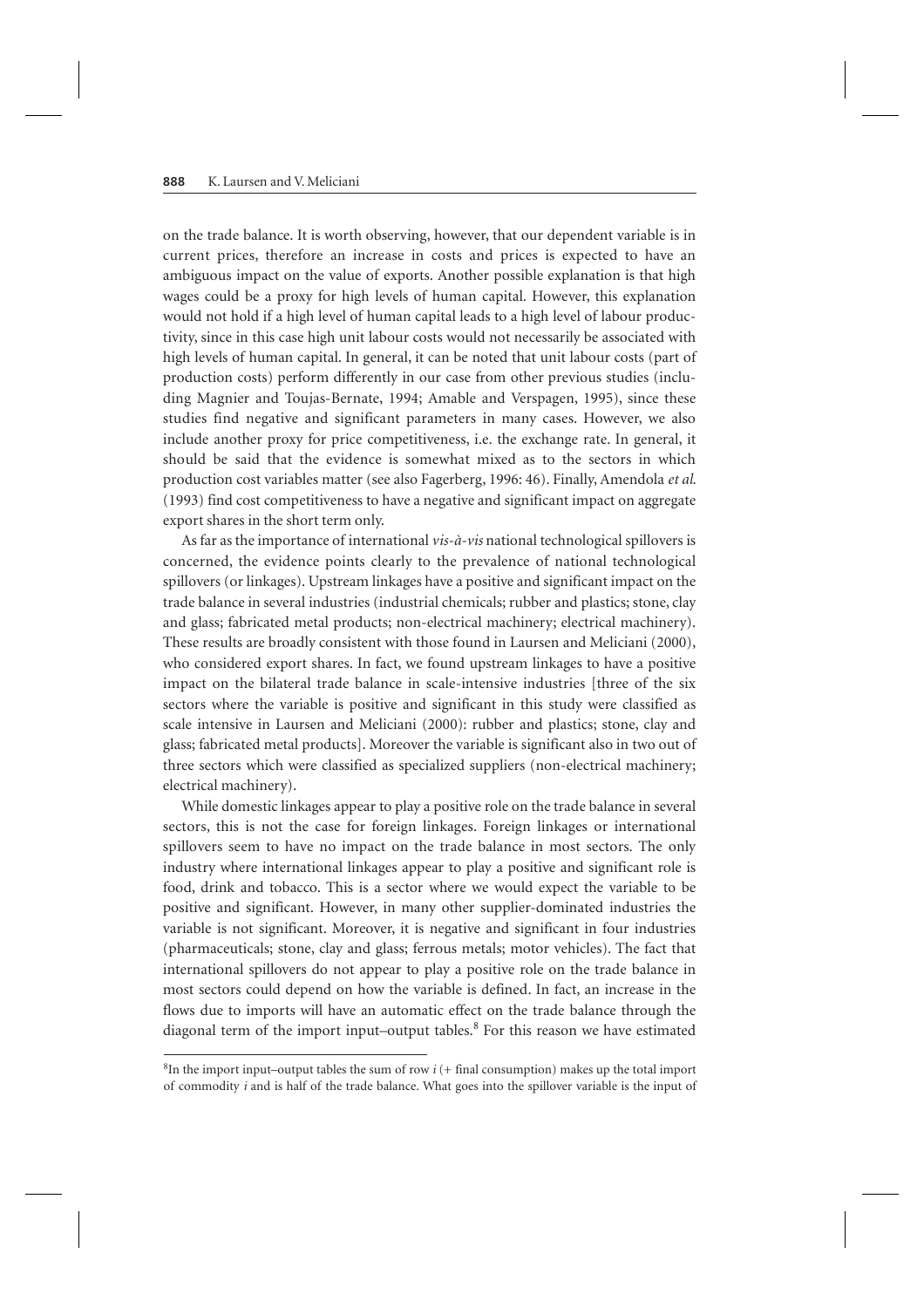on the trade balance. It is worth observing, however, that our dependent variable is in current prices, therefore an increase in costs and prices is expected to have an ambiguous impact on the value of exports. Another possible explanation is that high wages could be a proxy for high levels of human capital. However, this explanation would not hold if a high level of human capital leads to a high level of labour productivity, since in this case high unit labour costs would not necessarily be associated with high levels of human capital. In general, it can be noted that unit labour costs (part of production costs) perform differently in our case from other previous studies (including Magnier and Toujas-Bernate, 1994; Amable and Verspagen, 1995), since these studies find negative and significant parameters in many cases. However, we also include another proxy for price competitiveness, i.e. the exchange rate. In general, it should be said that the evidence is somewhat mixed as to the sectors in which production cost variables matter (see also Fagerberg, 1996: 46). Finally, Amendola *et al.* (1993) find cost competitiveness to have a negative and significant impact on aggregate export shares in the short term only.

As far as the importance of international *vis-à-vis* national technological spillovers is concerned, the evidence points clearly to the prevalence of national technological spillovers (or linkages). Upstream linkages have a positive and significant impact on the trade balance in several industries (industrial chemicals; rubber and plastics; stone, clay and glass; fabricated metal products; non-electrical machinery; electrical machinery). These results are broadly consistent with those found in Laursen and Meliciani (2000), who considered export shares. In fact, we found upstream linkages to have a positive impact on the bilateral trade balance in scale-intensive industries [three of the six sectors where the variable is positive and significant in this study were classified as scale intensive in Laursen and Meliciani (2000): rubber and plastics; stone, clay and glass; fabricated metal products]. Moreover the variable is significant also in two out of three sectors which were classified as specialized suppliers (non-electrical machinery; electrical machinery).

While domestic linkages appear to play a positive role on the trade balance in several sectors, this is not the case for foreign linkages. Foreign linkages or international spillovers seem to have no impact on the trade balance in most sectors. The only industry where international linkages appear to play a positive and significant role is food, drink and tobacco. This is a sector where we would expect the variable to be positive and significant. However, in many other supplier-dominated industries the variable is not significant. Moreover, it is negative and significant in four industries (pharmaceuticals; stone, clay and glass; ferrous metals; motor vehicles). The fact that international spillovers do not appear to play a positive role on the trade balance in most sectors could depend on how the variable is defined. In fact, an increase in the flows due to imports will have an automatic effect on the trade balance through the diagonal term of the import input–output tables.[8] For this reason we have estimated

[8]In the import input–output tables the sum of row $i$ (+ final consumption) makes up the total import of commodity $i$ and is half of the trade balance. What goes into the spillover variable is the input of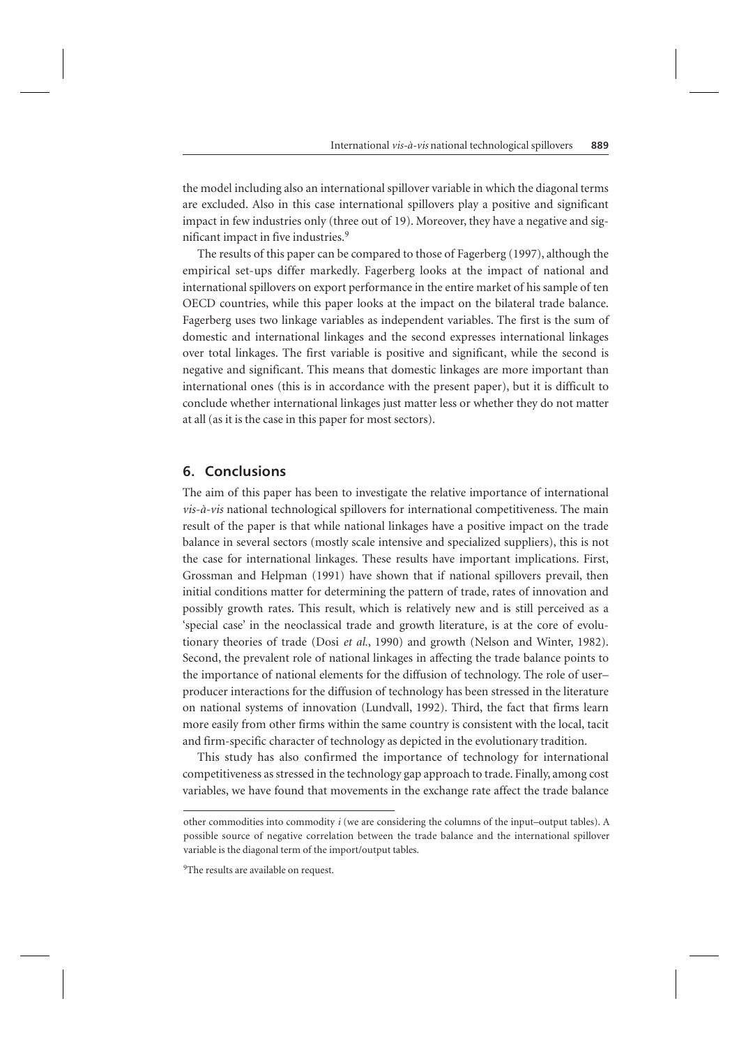the model including also an international spillover variable in which the diagonal terms are excluded. Also in this case international spillovers play a positive and significant impact in few industries only (three out of 19). Moreover, they have a negative and significant impact in five industries.[9]

The results of this paper can be compared to those of Fagerberg (1997), although the empirical set-ups differ markedly. Fagerberg looks at the impact of national and international spillovers on export performance in the entire market of his sample of ten OECD countries, while this paper looks at the impact on the bilateral trade balance. Fagerberg uses two linkage variables as independent variables. The first is the sum of domestic and international linkages and the second expresses international linkages over total linkages. The first variable is positive and significant, while the second is negative and significant. This means that domestic linkages are more important than international ones (this is in accordance with the present paper), but it is difficult to conclude whether international linkages just matter less or whether they do not matter at all (as it is the case in this paper for most sectors).

## 6. Conclusions

The aim of this paper has been to investigate the relative importance of international *vis-à-vis* national technological spillovers for international competitiveness. The main result of the paper is that while national linkages have a positive impact on the trade balance in several sectors (mostly scale intensive and specialized suppliers), this is not the case for international linkages. These results have important implications. First, Grossman and Helpman (1991) have shown that if national spillovers prevail, then initial conditions matter for determining the pattern of trade, rates of innovation and possibly growth rates. This result, which is relatively new and is still perceived as a 'special case' in the neoclassical trade and growth literature, is at the core of evolutionary theories of trade (Dosi *et al.*, 1990) and growth (Nelson and Winter, 1982). Second, the prevalent role of national linkages in affecting the trade balance points to the importance of national elements for the diffusion of technology. The role of user–producer interactions for the diffusion of technology has been stressed in the literature on national systems of innovation (Lundvall, 1992). Third, the fact that firms learn more easily from other firms within the same country is consistent with the local, tacit and firm-specific character of technology as depicted in the evolutionary tradition.

This study has also confirmed the importance of technology for international competitiveness as stressed in the technology gap approach to trade. Finally, among cost variables, we have found that movements in the exchange rate affect the trade balance

other commodities into commodity $i$ (we are considering the columns of the input–output tables). A possible source of negative correlation between the trade balance and the international spillover variable is the diagonal term of the import/output tables.

[9]The results are available on request.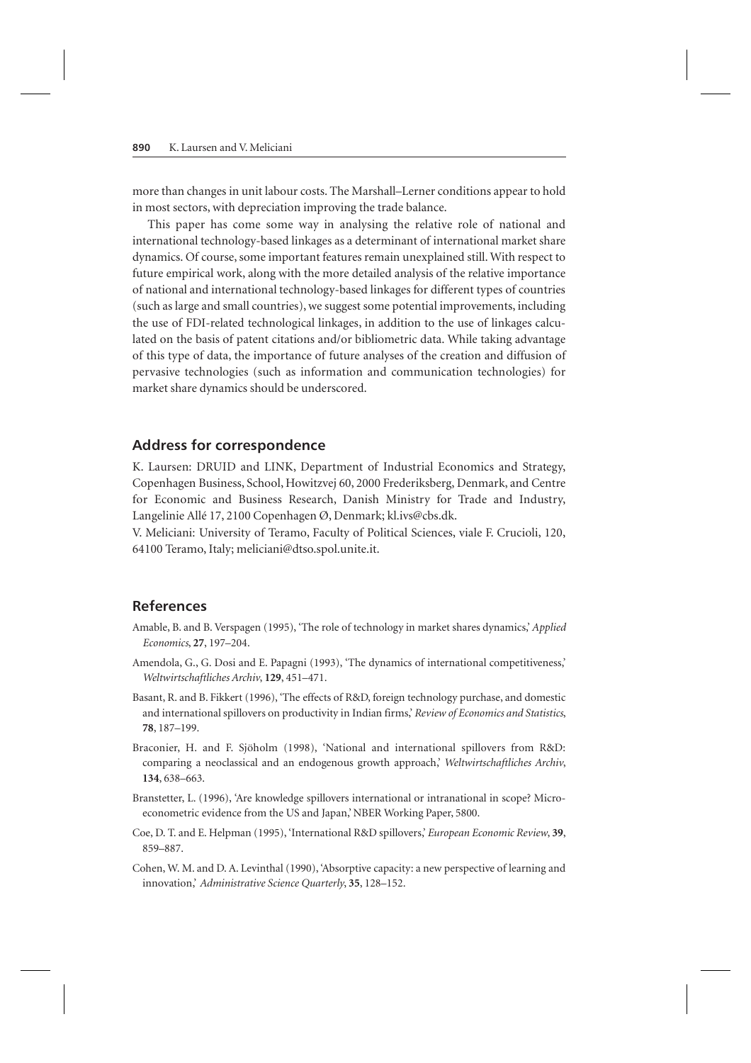more than changes in unit labour costs. The Marshall–Lerner conditions appear to hold in most sectors, with depreciation improving the trade balance.

This paper has come some way in analysing the relative role of national and international technology-based linkages as a determinant of international market share dynamics. Of course, some important features remain unexplained still. With respect to future empirical work, along with the more detailed analysis of the relative importance of national and international technology-based linkages for different types of countries (such as large and small countries), we suggest some potential improvements, including the use of FDI-related technological linkages, in addition to the use of linkages calculated on the basis of patent citations and/or bibliometric data. While taking advantage of this type of data, the importance of future analyses of the creation and diffusion of pervasive technologies (such as information and communication technologies) for market share dynamics should be underscored.

## Address for correspondence

K. Laursen: DRUID and LINK, Department of Industrial Economics and Strategy, Copenhagen Business, School, Howitzvej 60, 2000 Frederiksberg, Denmark, and Centre for Economic and Business Research, Danish Ministry for Trade and Industry, Langelinie Allé 17, 2100 Copenhagen Ø, Denmark; kl.ivs@cbs.dk.

V. Meliciani: University of Teramo, Faculty of Political Sciences, viale F. Crucioli, 120, 64100 Teramo, Italy; meliciani@dtso.spol.unite.it.

## References

Amable, B. and B. Verspagen (1995), 'The role of technology in market shares dynamics,' *Applied Economics*, **27**, 197–204.

Amendola, G., G. Dosi and E. Papagni (1993), 'The dynamics of international competitiveness,' *Weltwirtschaftliches Archiv*, **129**, 451–471.

Basant, R. and B. Fikkert (1996), 'The effects of R&D, foreign technology purchase, and domestic and international spillovers on productivity in Indian firms,' *Review of Economics and Statistics*, **78**, 187–199.

Braconier, H. and F. Sjöholm (1998), 'National and international spillovers from R&D: comparing a neoclassical and an endogenous growth approach,' *Weltwirtschaftliches Archiv*, **134**, 638–663.

Branstetter, L. (1996), 'Are knowledge spillovers international or intranational in scope? Microeconometric evidence from the US and Japan,' NBER Working Paper, 5800.

Coe, D. T. and E. Helpman (1995), 'International R&D spillovers,' *European Economic Review*, **39**, 859–887.

Cohen, W. M. and D. A. Levinthal (1990), 'Absorptive capacity: a new perspective of learning and innovation,' *Administrative Science Quarterly*, **35**, 128–152.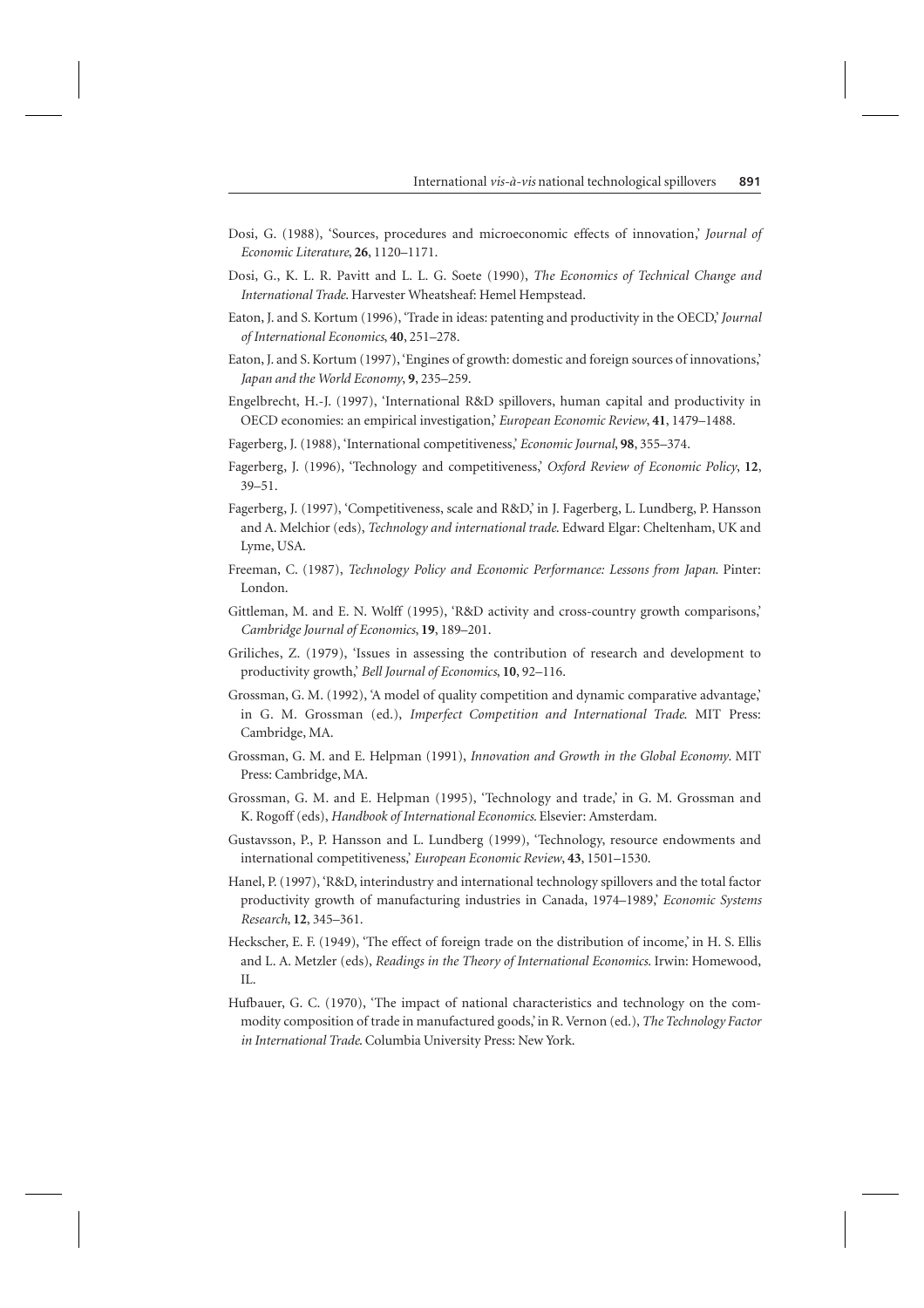Dosi, G. (1988), 'Sources, procedures and microeconomic effects of innovation,' *Journal of Economic Literature*, **26**, 1120–1171.

Dosi, G., K. L. R. Pavitt and L. L. G. Soete (1990), *The Economics of Technical Change and International Trade*. Harvester Wheatsheaf: Hemel Hempstead.

Eaton, J. and S. Kortum (1996), 'Trade in ideas: patenting and productivity in the OECD,' *Journal of International Economics*, **40**, 251–278.

Eaton, J. and S. Kortum (1997), 'Engines of growth: domestic and foreign sources of innovations,' *Japan and the World Economy*, **9**, 235–259.

Engelbrecht, H.-J. (1997), 'International R&D spillovers, human capital and productivity in OECD economies: an empirical investigation,' *European Economic Review*, **41**, 1479–1488.

Fagerberg, J. (1988), 'International competitiveness,' *Economic Journal*, **98**, 355–374.

Fagerberg, J. (1996), 'Technology and competitiveness,' *Oxford Review of Economic Policy*, **12**, 39–51.

Fagerberg, J. (1997), 'Competitiveness, scale and R&D,' in J. Fagerberg, L. Lundberg, P. Hansson and A. Melchior (eds), *Technology and international trade*. Edward Elgar: Cheltenham, UK and Lyme, USA.

Freeman, C. (1987), *Technology Policy and Economic Performance: Lessons from Japan*. Pinter: London.

Gittleman, M. and E. N. Wolff (1995), 'R&D activity and cross-country growth comparisons,' *Cambridge Journal of Economics*, **19**, 189–201.

Griliches, Z. (1979), 'Issues in assessing the contribution of research and development to productivity growth,' *Bell Journal of Economics*, **10**, 92–116.

Grossman, G. M. (1992), 'A model of quality competition and dynamic comparative advantage,' in G. M. Grossman (ed.), *Imperfect Competition and International Trade*. MIT Press: Cambridge, MA.

Grossman, G. M. and E. Helpman (1991), *Innovation and Growth in the Global Economy*. MIT Press: Cambridge, MA.

Grossman, G. M. and E. Helpman (1995), 'Technology and trade,' in G. M. Grossman and K. Rogoff (eds), *Handbook of International Economics*. Elsevier: Amsterdam.

Gustavsson, P., P. Hansson and L. Lundberg (1999), 'Technology, resource endowments and international competitiveness,' *European Economic Review*, **43**, 1501–1530.

Hanel, P. (1997), 'R&D, interindustry and international technology spillovers and the total factor productivity growth of manufacturing industries in Canada, 1974–1989,' *Economic Systems Research*, **12**, 345–361.

Heckscher, E. F. (1949), 'The effect of foreign trade on the distribution of income,' in H. S. Ellis and L. A. Metzler (eds), *Readings in the Theory of International Economics*. Irwin: Homewood, IL.

Hufbauer, G. C. (1970), 'The impact of national characteristics and technology on the commodity composition of trade in manufactured goods,' in R. Vernon (ed.), *The Technology Factor in International Trade*. Columbia University Press: New York.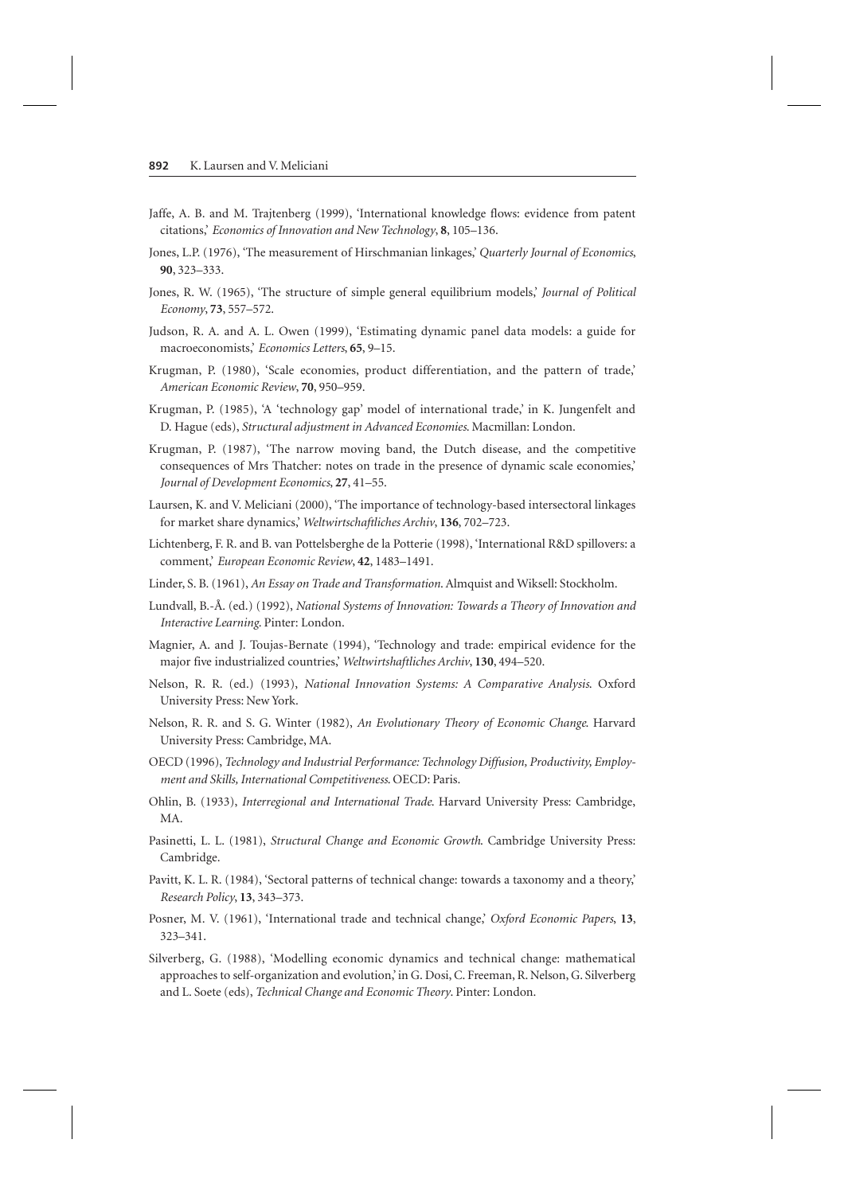Jaffe, A. B. and M. Trajtenberg (1999), 'International knowledge flows: evidence from patent citations,' *Economics of Innovation and New Technology*, **8**, 105–136.

Jones, L.P. (1976), 'The measurement of Hirschmanian linkages,' *Quarterly Journal of Economics*, **90**, 323–333.

Jones, R. W. (1965), 'The structure of simple general equilibrium models,' *Journal of Political Economy*, **73**, 557–572.

Judson, R. A. and A. L. Owen (1999), 'Estimating dynamic panel data models: a guide for macroeconomists,' *Economics Letters*, **65**, 9–15.

Krugman, P. (1980), 'Scale economies, product differentiation, and the pattern of trade,' *American Economic Review*, **70**, 950–959.

Krugman, P. (1985), 'A 'technology gap' model of international trade,' in K. Jungenfelt and D. Hague (eds), *Structural adjustment in Advanced Economies*. Macmillan: London.

Krugman, P. (1987), 'The narrow moving band, the Dutch disease, and the competitive consequences of Mrs Thatcher: notes on trade in the presence of dynamic scale economies,' *Journal of Development Economics*, **27**, 41–55.

Laursen, K. and V. Meliciani (2000), 'The importance of technology-based intersectoral linkages for market share dynamics,' *Weltwirtschaftliches Archiv*, **136**, 702–723.

Lichtenberg, F. R. and B. van Pottelsberghe de la Potterie (1998), 'International R&D spillovers: a comment,' *European Economic Review*, **42**, 1483–1491.

Linder, S. B. (1961), *An Essay on Trade and Transformation*. Almquist and Wiksell: Stockholm.

Lundvall, B.-Å. (ed.) (1992), *National Systems of Innovation: Towards a Theory of Innovation and Interactive Learning*. Pinter: London.

Magnier, A. and J. Toujas-Bernate (1994), 'Technology and trade: empirical evidence for the major five industrialized countries,' *Weltwirtshaftliches Archiv*, **130**, 494–520.

Nelson, R. R. (ed.) (1993), *National Innovation Systems: A Comparative Analysis*. Oxford University Press: New York.

Nelson, R. R. and S. G. Winter (1982), *An Evolutionary Theory of Economic Change*. Harvard University Press: Cambridge, MA.

OECD (1996), *Technology and Industrial Performance: Technology Diffusion, Productivity, Employment and Skills, International Competitiveness*. OECD: Paris.

Ohlin, B. (1933), *Interregional and International Trade*. Harvard University Press: Cambridge, MA.

Pasinetti, L. L. (1981), *Structural Change and Economic Growth*. Cambridge University Press: Cambridge.

Pavitt, K. L. R. (1984), 'Sectoral patterns of technical change: towards a taxonomy and a theory,' *Research Policy*, **13**, 343–373.

Posner, M. V. (1961), 'International trade and technical change,' *Oxford Economic Papers*, **13**, 323–341.

Silverberg, G. (1988), 'Modelling economic dynamics and technical change: mathematical approaches to self-organization and evolution,' in G. Dosi, C. Freeman, R. Nelson, G. Silverberg and L. Soete (eds), *Technical Change and Economic Theory*. Pinter: London.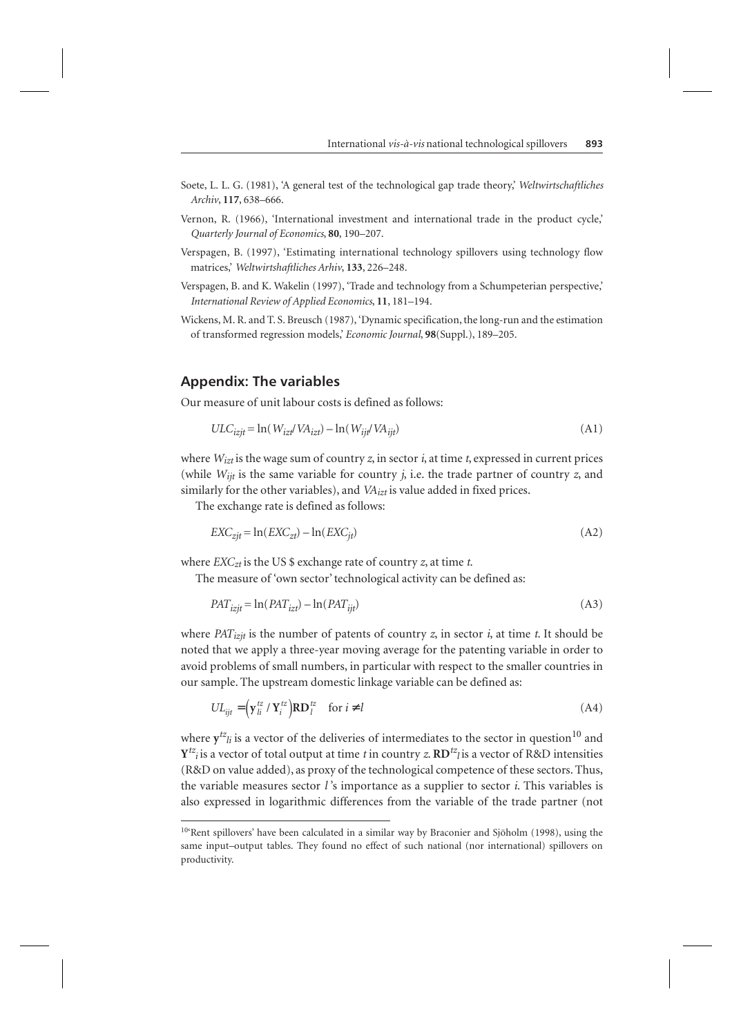Soete, L. L. G. (1981), 'A general test of the technological gap trade theory,' *Weltwirtschaftliches Archiv*, **117**, 638–666.

Vernon, R. (1966), 'International investment and international trade in the product cycle,' *Quarterly Journal of Economics*, **80**, 190–207.

Verspagen, B. (1997), 'Estimating international technology spillovers using technology flow matrices,' *Weltwirtshaftliches Arhiv*, **133**, 226–248.

Verspagen, B. and K. Wakelin (1997), 'Trade and technology from a Schumpeterian perspective,' *International Review of Applied Economics*, **11**, 181–194.

Wickens, M. R. and T. S. Breusch (1987), 'Dynamic specification, the long-run and the estimation of transformed regression models,' *Economic Journal*, **98**(Suppl.), 189–205.

## Appendix: The variables

Our measure of unit labour costs is defined as follows:

$$ULC_{izjt} = \ln(W_{izt}/VA_{izt}) - \ln(W_{ijt}/VA_{ijt}) \tag{A1}$$

where $W_{izt}$ is the wage sum of country $z$, in sector $i$, at time $t$, expressed in current prices (while $W_{ijt}$ is the same variable for country $j$, i.e. the trade partner of country $z$, and similarly for the other variables), and $VA_{izt}$ is value added in fixed prices.

The exchange rate is defined as follows:

$$EXC_{zjt} = \ln(EXC_{zt}) - \ln(EXC_{jt}) \tag{A2}$$

where $EXC_{zt}$ is the US \$ exchange rate of country $z$, at time $t$.

The measure of 'own sector' technological activity can be defined as:

$$PAT_{izjt} = \ln(PAT_{izt}) - \ln(PAT_{ijt}) \tag{A3}$$

where $PAT_{izjt}$ is the number of patents of country $z$, in sector $i$, at time $t$. It should be noted that we apply a three-year moving average for the patenting variable in order to avoid problems of small numbers, in particular with respect to the smaller countries in our sample. The upstream domestic linkage variable can be defined as:

$$UL_{ijt} = \left(\mathbf{y}_{li}^{tz} / \mathbf{Y}_{i}^{tz}\right)\mathbf{RD}_{l}^{tz} \quad \text{for } i \neq l \tag{A4}$$

where $\mathbf{y}^{tz}{}_{li}$ is a vector of the deliveries of intermediates to the sector in question[10] and $\mathbf{Y}^{tz}{}_{i}$ is a vector of total output at time $t$ in country $z$. $\mathbf{RD}^{tz}{}_{l}$ is a vector of R&D intensities (R&D on value added), as proxy of the technological competence of these sectors. Thus, the variable measures sector $l$'s importance as a supplier to sector $i$. This variables is also expressed in logarithmic differences from the variable of the trade partner (not

[10]'Rent spillovers' have been calculated in a similar way by Braconier and Sjöholm (1998), using the same input–output tables. They found no effect of such national (nor international) spillovers on productivity.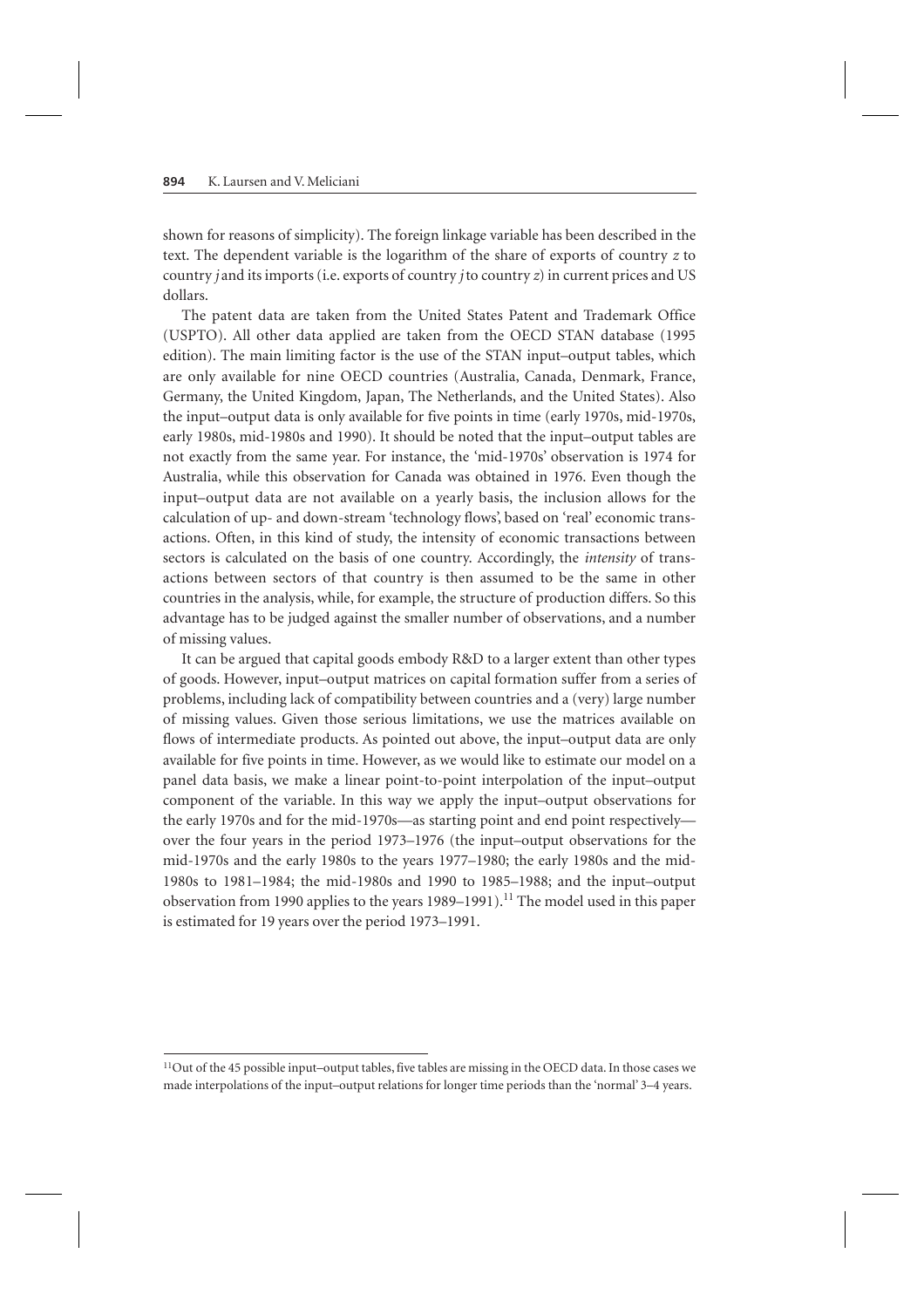shown for reasons of simplicity). The foreign linkage variable has been described in the text. The dependent variable is the logarithm of the share of exports of country $z$ to country $j$ and its imports (i.e. exports of country $j$ to country $z$) in current prices and US dollars.

The patent data are taken from the United States Patent and Trademark Office (USPTO). All other data applied are taken from the OECD STAN database (1995 edition). The main limiting factor is the use of the STAN input–output tables, which are only available for nine OECD countries (Australia, Canada, Denmark, France, Germany, the United Kingdom, Japan, The Netherlands, and the United States). Also the input–output data is only available for five points in time (early 1970s, mid-1970s, early 1980s, mid-1980s and 1990). It should be noted that the input–output tables are not exactly from the same year. For instance, the 'mid-1970s' observation is 1974 for Australia, while this observation for Canada was obtained in 1976. Even though the input–output data are not available on a yearly basis, the inclusion allows for the calculation of up- and down-stream 'technology flows', based on 'real' economic transactions. Often, in this kind of study, the intensity of economic transactions between sectors is calculated on the basis of one country. Accordingly, the *intensity* of transactions between sectors of that country is then assumed to be the same in other countries in the analysis, while, for example, the structure of production differs. So this advantage has to be judged against the smaller number of observations, and a number of missing values.

It can be argued that capital goods embody R&D to a larger extent than other types of goods. However, input–output matrices on capital formation suffer from a series of problems, including lack of compatibility between countries and a (very) large number of missing values. Given those serious limitations, we use the matrices available on flows of intermediate products. As pointed out above, the input–output data are only available for five points in time. However, as we would like to estimate our model on a panel data basis, we make a linear point-to-point interpolation of the input–output component of the variable. In this way we apply the input–output observations for the early 1970s and for the mid-1970s—as starting point and end point respectively—over the four years in the period 1973–1976 (the input–output observations for the mid-1970s and the early 1980s to the years 1977–1980; the early 1980s and the mid-1980s to 1981–1984; the mid-1980s and 1990 to 1985–1988; and the input–output observation from 1990 applies to the years 1989–1991).[11] The model used in this paper is estimated for 19 years over the period 1973–1991.

[11] Out of the 45 possible input–output tables, five tables are missing in the OECD data. In those cases we made interpolations of the input–output relations for longer time periods than the 'normal' 3–4 years.